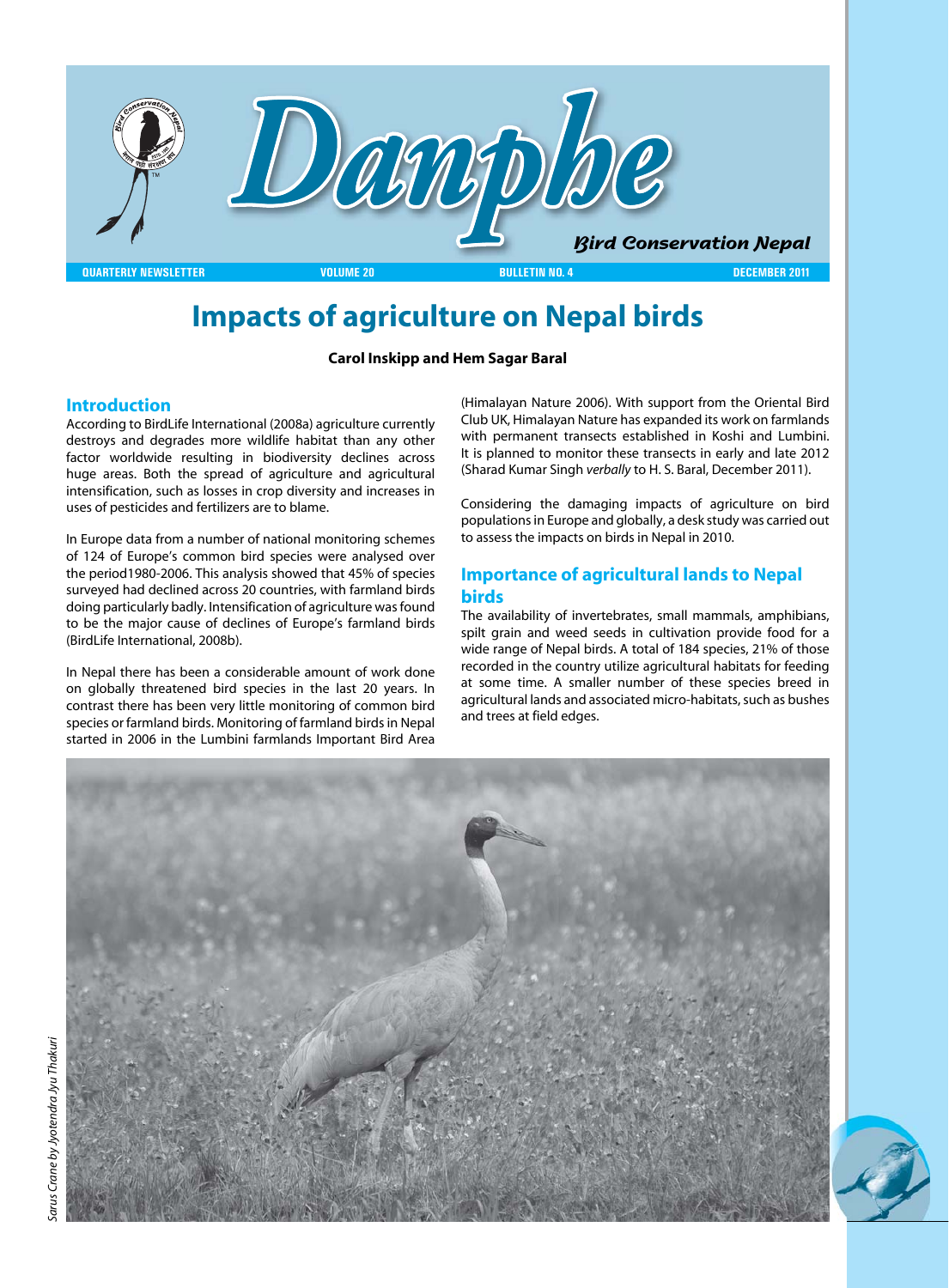# Danphe

Bird Conservation Nepal

QUARTERLY NEWSLETTER | VOLUME 20 | BULLETIN NO. 4 | DECEMBER 2011

# Impacts of agriculture on Nepal birds

**Carol Inskipp and Hem Sagar Baral**

## Introduction

According to BirdLife International (2008a) agriculture currently destroys and degrades more wildlife habitat than any other factor worldwide resulting in biodiversity declines across huge areas. Both the spread of agriculture and agricultural intensification, such as losses in crop diversity and increases in uses of pesticides and fertilizers are to blame.

In Europe data from a number of national monitoring schemes of 124 of Europe's common bird species were analysed over the period1980-2006. This analysis showed that 45% of species surveyed had declined across 20 countries, with farmland birds doing particularly badly. Intensification of agriculture was found to be the major cause of declines of Europe's farmland birds (BirdLife International, 2008b).

In Nepal there has been a considerable amount of work done on globally threatened bird species in the last 20 years. In contrast there has been very little monitoring of common bird species or farmland birds. Monitoring of farmland birds in Nepal started in 2006 in the Lumbini farmlands Important Bird Area (Himalayan Nature 2006). With support from the Oriental Bird Club UK, Himalayan Nature has expanded its work on farmlands with permanent transects established in Koshi and Lumbini. It is planned to monitor these transects in early and late 2012 (Sharad Kumar Singh *verbally* to H. S. Baral, December 2011).

Considering the damaging impacts of agriculture on bird populations in Europe and globally, a desk study was carried out to assess the impacts on birds in Nepal in 2010.

## Importance of agricultural lands to Nepal birds

The availability of invertebrates, small mammals, amphibians, spilt grain and weed seeds in cultivation provide food for a wide range of Nepal birds. A total of 184 species, 21% of those recorded in the country utilize agricultural habitats for feeding at some time. A smaller number of these species breed in agricultural lands and associated micro-habitats, such as bushes and trees at field edges.

*Sarus Crane by Jyotendra Jyu Thakuri*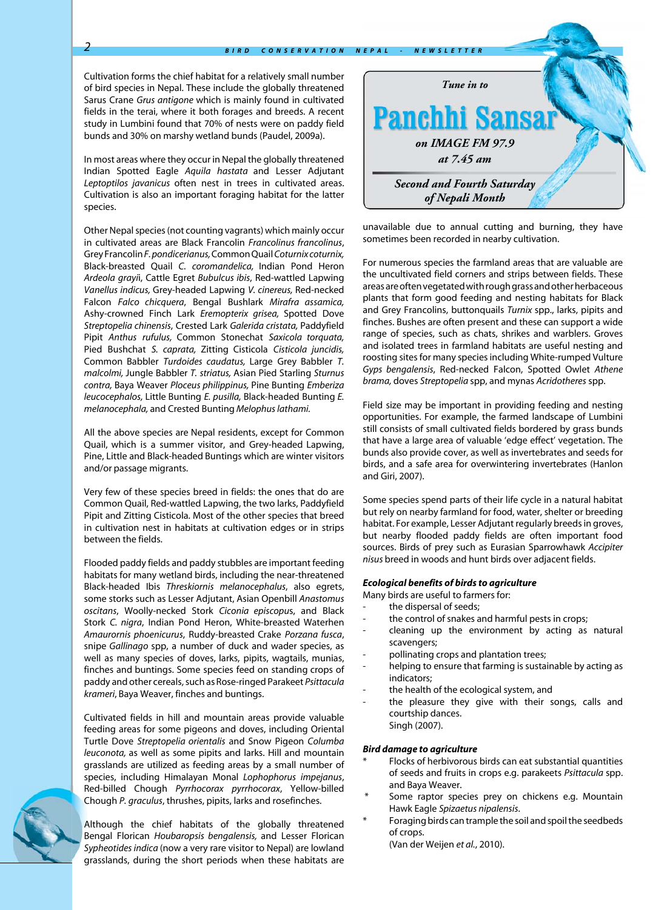Cultivation forms the chief habitat for a relatively small number of bird species in Nepal. These include the globally threatened Sarus Crane *Grus antigone* which is mainly found in cultivated fields in the terai, where it both forages and breeds. A recent study in Lumbini found that 70% of nests were on paddy field bunds and 30% on marshy wetland bunds (Paudel, 2009a).

In most areas where they occur in Nepal the globally threatened Indian Spotted Eagle *Aquila hastata* and Lesser Adjutant *Leptoptilos javanicus* often nest in trees in cultivated areas. Cultivation is also an important foraging habitat for the latter species.

Other Nepal species (not counting vagrants) which mainly occur in cultivated areas are Black Francolin *Francolinus francolinus*, Grey Francolin *F. pondicerianus,* Common Quail *Coturnix coturnix,* Black-breasted Quail *C. coromandelica,* Indian Pond Heron *Ardeola grayii*, Cattle Egret *Bubulcus ibis*, Red-wattled Lapwing *Vanellus indicus,* Grey-headed Lapwing *V. cinereus,* Red-necked Falcon *Falco chicquera*, Bengal Bushlark *Mirafra assamica,* Ashy-crowned Finch Lark *Eremopterix grisea,* Spotted Dove *Streptopelia chinensis*, Crested Lark *Galerida cristata,* Paddyfield Pipit *Anthus rufulus,* Common Stonechat *Saxicola torquata,* Pied Bushchat *S. caprata,* Zitting Cisticola *Cisticola juncidis,* Common Babbler *Turdoides caudatus,* Large Grey Babbler *T. malcolmi,* Jungle Babbler *T. striatus,* Asian Pied Starling *Sturnus contra,* Baya Weaver *Ploceus philippinus,* Pine Bunting *Emberiza leucocephalos,* Little Bunting *E. pusilla,* Black-headed Bunting *E. melanocephala,* and Crested Bunting *Melophus lathami.*

All the above species are Nepal residents, except for Common Quail, which is a summer visitor, and Grey-headed Lapwing, Pine, Little and Black-headed Buntings which are winter visitors and/or passage migrants.

Very few of these species breed in fields: the ones that do are Common Quail, Red-wattled Lapwing, the two larks, Paddyfield Pipit and Zitting Cisticola. Most of the other species that breed in cultivation nest in habitats at cultivation edges or in strips between the fields.

Flooded paddy fields and paddy stubbles are important feeding habitats for many wetland birds, including the near-threatened Black-headed Ibis *Threskiornis melanocephalus*, also egrets, some storks such as Lesser Adjutant, Asian Openbill *Anastomus oscitans*, Woolly-necked Stork *Ciconia episcopus*, and Black Stork *C. nigra*, Indian Pond Heron, White-breasted Waterhen *Amaurornis phoenicurus*, Ruddy-breasted Crake *Porzana fusca*, snipe *Gallinago* spp, a number of duck and wader species, as well as many species of doves, larks, pipits, wagtails, munias, finches and buntings. Some species feed on standing crops of paddy and other cereals, such as Rose-ringed Parakeet *Psittacula krameri*, Baya Weaver, finches and buntings.

Cultivated fields in hill and mountain areas provide valuable feeding areas for some pigeons and doves, including Oriental Turtle Dove *Streptopelia orientalis* and Snow Pigeon *Columba leuconota,* as well as some pipits and larks. Hill and mountain grasslands are utilized as feeding areas by a small number of species, including Himalayan Monal *Lophophorus impejanus*, Red-billed Chough *Pyrrhocorax pyrrhocorax*, Yellow-billed Chough *P. graculus*, thrushes, pipits, larks and rosefinches.

Although the chief habitats of the globally threatened Bengal Florican *Houbaropsis bengalensis,* and Lesser Florican *Sypheotides indica* (now a very rare visitor to Nepal) are lowland grasslands, during the short periods when these habitats are unavailable due to annual cutting and burning, they have sometimes been recorded in nearby cultivation.

*Tune in to*

**Panchhi Sansar**

*on IMAGE FM 97.9*
*at 7.45 am*

*Second and Fourth Saturday of Nepali Month*

For numerous species the farmland areas that are valuable are the uncultivated field corners and strips between fields. These areas are often vegetated with rough grass and other herbaceous plants that form good feeding and nesting habitats for Black and Grey Francolins, buttonquails *Turnix* spp., larks, pipits and finches. Bushes are often present and these can support a wide range of species, such as chats, shrikes and warblers. Groves and isolated trees in farmland habitats are useful nesting and roosting sites for many species including White-rumped Vulture *Gyps bengalensis*, Red-necked Falcon, Spotted Owlet *Athene brama,* doves *Streptopelia* spp, and mynas *Acridotheres* spp.

Field size may be important in providing feeding and nesting opportunities. For example, the farmed landscape of Lumbini still consists of small cultivated fields bordered by grass bunds that have a large area of valuable 'edge effect' vegetation. The bunds also provide cover, as well as invertebrates and seeds for birds, and a safe area for overwintering invertebrates (Hanlon and Giri, 2007).

Some species spend parts of their life cycle in a natural habitat but rely on nearby farmland for food, water, shelter or breeding habitat. For example, Lesser Adjutant regularly breeds in groves, but nearby flooded paddy fields are often important food sources. Birds of prey such as Eurasian Sparrowhawk *Accipiter nisus* breed in woods and hunt birds over adjacent fields.

### *Ecological benefits of birds to agriculture*

Many birds are useful to farmers for:

- the dispersal of seeds;
- the control of snakes and harmful pests in crops;
- cleaning up the environment by acting as natural scavengers;
- pollinating crops and plantation trees;
- helping to ensure that farming is sustainable by acting as indicators;
- the health of the ecological system, and
- the pleasure they give with their songs, calls and courtship dances.

Singh (2007).

### *Bird damage to agriculture*

* Flocks of herbivorous birds can eat substantial quantities of seeds and fruits in crops e.g. parakeets *Psittacula* spp. and Baya Weaver.
* Some raptor species prey on chickens e.g. Mountain Hawk Eagle *Spizaetus nipalensis*.
* Foraging birds can trample the soil and spoil the seedbeds of crops.

(Van der Weijen *et al.*, 2010).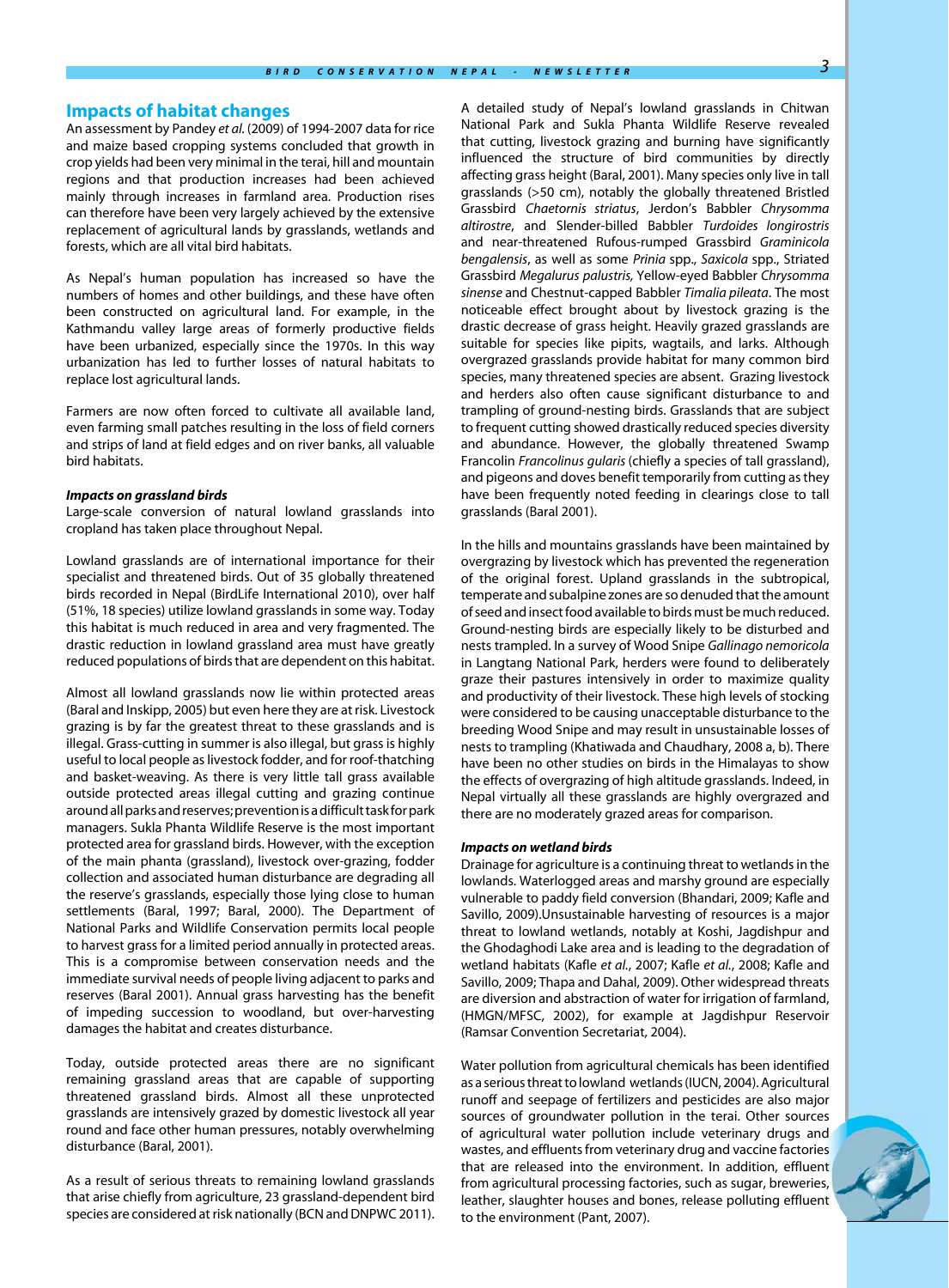## Impacts of habitat changes

An assessment by Pandey *et al.* (2009) of 1994-2007 data for rice and maize based cropping systems concluded that growth in crop yields had been very minimal in the terai, hill and mountain regions and that production increases had been achieved mainly through increases in farmland area. Production rises can therefore have been very largely achieved by the extensive replacement of agricultural lands by grasslands, wetlands and forests, which are all vital bird habitats.

As Nepal's human population has increased so have the numbers of homes and other buildings, and these have often been constructed on agricultural land. For example, in the Kathmandu valley large areas of formerly productive fields have been urbanized, especially since the 1970s. In this way urbanization has led to further losses of natural habitats to replace lost agricultural lands.

Farmers are now often forced to cultivate all available land, even farming small patches resulting in the loss of field corners and strips of land at field edges and on river banks, all valuable bird habitats.

### *Impacts on grassland birds*

Large-scale conversion of natural lowland grasslands into cropland has taken place throughout Nepal.

Lowland grasslands are of international importance for their specialist and threatened birds. Out of 35 globally threatened birds recorded in Nepal (BirdLife International 2010), over half (51%, 18 species) utilize lowland grasslands in some way. Today this habitat is much reduced in area and very fragmented. The drastic reduction in lowland grassland area must have greatly reduced populations of birds that are dependent on this habitat.

Almost all lowland grasslands now lie within protected areas (Baral and Inskipp, 2005) but even here they are at risk. Livestock grazing is by far the greatest threat to these grasslands and is illegal. Grass-cutting in summer is also illegal, but grass is highly useful to local people as livestock fodder, and for roof-thatching and basket-weaving. As there is very little tall grass available outside protected areas illegal cutting and grazing continue around all parks and reserves; prevention is a difficult task for park managers. Sukla Phanta Wildlife Reserve is the most important protected area for grassland birds. However, with the exception of the main phanta (grassland), livestock over-grazing, fodder collection and associated human disturbance are degrading all the reserve's grasslands, especially those lying close to human settlements (Baral, 1997; Baral, 2000). The Department of National Parks and Wildlife Conservation permits local people to harvest grass for a limited period annually in protected areas. This is a compromise between conservation needs and the immediate survival needs of people living adjacent to parks and reserves (Baral 2001). Annual grass harvesting has the benefit of impeding succession to woodland, but over-harvesting damages the habitat and creates disturbance.

Today, outside protected areas there are no significant remaining grassland areas that are capable of supporting threatened grassland birds. Almost all these unprotected grasslands are intensively grazed by domestic livestock all year round and face other human pressures, notably overwhelming disturbance (Baral, 2001).

As a result of serious threats to remaining lowland grasslands that arise chiefly from agriculture, 23 grassland-dependent bird species are considered at risk nationally (BCN and DNPWC 2011).

A detailed study of Nepal's lowland grasslands in Chitwan National Park and Sukla Phanta Wildlife Reserve revealed that cutting, livestock grazing and burning have significantly influenced the structure of bird communities by directly affecting grass height (Baral, 2001). Many species only live in tall grasslands (>50 cm), notably the globally threatened Bristled Grassbird *Chaetornis striatus*, Jerdon's Babbler *Chrysomma altirostre*, and Slender-billed Babbler *Turdoides longirostris* and near-threatened Rufous-rumped Grassbird *Graminicola bengalensis*, as well as some *Prinia* spp., *Saxicola* spp., Striated Grassbird *Megalurus palustris,* Yellow-eyed Babbler *Chrysomma sinense* and Chestnut-capped Babbler *Timalia pileata*. The most noticeable effect brought about by livestock grazing is the drastic decrease of grass height. Heavily grazed grasslands are suitable for species like pipits, wagtails, and larks. Although overgrazed grasslands provide habitat for many common bird species, many threatened species are absent. Grazing livestock and herders also often cause significant disturbance to and trampling of ground-nesting birds. Grasslands that are subject to frequent cutting showed drastically reduced species diversity and abundance. However, the globally threatened Swamp Francolin *Francolinus gularis* (chiefly a species of tall grassland), and pigeons and doves benefit temporarily from cutting as they have been frequently noted feeding in clearings close to tall grasslands (Baral 2001).

In the hills and mountains grasslands have been maintained by overgrazing by livestock which has prevented the regeneration of the original forest. Upland grasslands in the subtropical, temperate and subalpine zones are so denuded that the amount of seed and insect food available to birds must be much reduced. Ground-nesting birds are especially likely to be disturbed and nests trampled. In a survey of Wood Snipe *Gallinago nemoricola* in Langtang National Park, herders were found to deliberately graze their pastures intensively in order to maximize quality and productivity of their livestock. These high levels of stocking were considered to be causing unacceptable disturbance to the breeding Wood Snipe and may result in unsustainable losses of nests to trampling (Khatiwada and Chaudhary, 2008 a, b). There have been no other studies on birds in the Himalayas to show the effects of overgrazing of high altitude grasslands. Indeed, in Nepal virtually all these grasslands are highly overgrazed and there are no moderately grazed areas for comparison.

### *Impacts on wetland birds*

Drainage for agriculture is a continuing threat to wetlands in the lowlands. Waterlogged areas and marshy ground are especially vulnerable to paddy field conversion (Bhandari, 2009; Kafle and Savillo, 2009).Unsustainable harvesting of resources is a major threat to lowland wetlands, notably at Koshi, Jagdishpur and the Ghodaghodi Lake area and is leading to the degradation of wetland habitats (Kafle *et al.*, 2007; Kafle *et al.*, 2008; Kafle and Savillo, 2009; Thapa and Dahal, 2009). Other widespread threats are diversion and abstraction of water for irrigation of farmland, (HMGN/MFSC, 2002), for example at Jagdishpur Reservoir (Ramsar Convention Secretariat, 2004).

Water pollution from agricultural chemicals has been identified as a serious threat to lowland wetlands (IUCN, 2004). Agricultural runoff and seepage of fertilizers and pesticides are also major sources of groundwater pollution in the terai. Other sources of agricultural water pollution include veterinary drugs and wastes, and effluents from veterinary drug and vaccine factories that are released into the environment. In addition, effluent from agricultural processing factories, such as sugar, breweries, leather, slaughter houses and bones, release polluting effluent to the environment (Pant, 2007).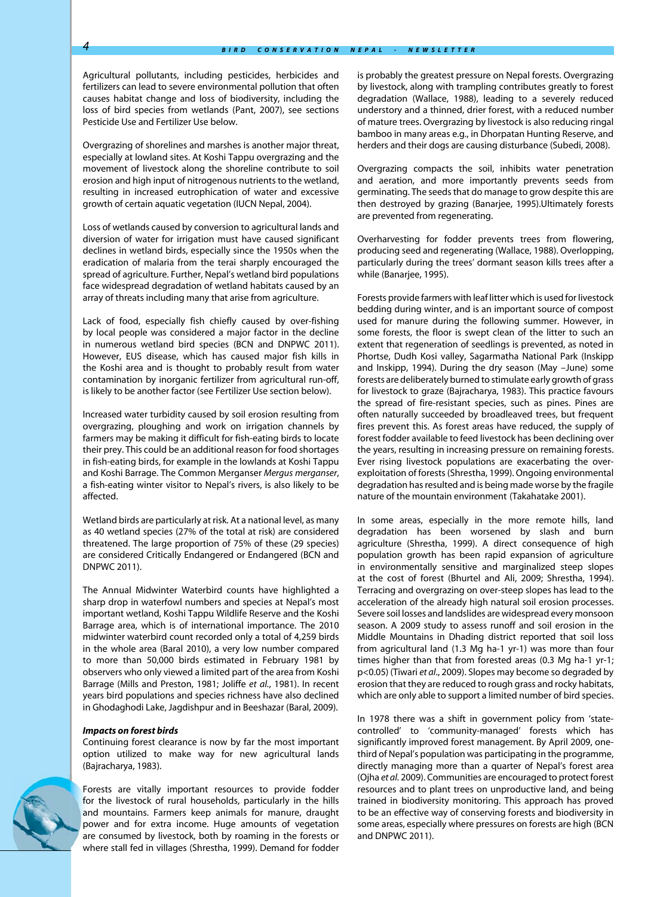Agricultural pollutants, including pesticides, herbicides and fertilizers can lead to severe environmental pollution that often causes habitat change and loss of biodiversity, including the loss of bird species from wetlands (Pant, 2007), see sections Pesticide Use and Fertilizer Use below.

Overgrazing of shorelines and marshes is another major threat, especially at lowland sites. At Koshi Tappu overgrazing and the movement of livestock along the shoreline contribute to soil erosion and high input of nitrogenous nutrients to the wetland, resulting in increased eutrophication of water and excessive growth of certain aquatic vegetation (IUCN Nepal, 2004).

Loss of wetlands caused by conversion to agricultural lands and diversion of water for irrigation must have caused significant declines in wetland birds, especially since the 1950s when the eradication of malaria from the terai sharply encouraged the spread of agriculture. Further, Nepal's wetland bird populations face widespread degradation of wetland habitats caused by an array of threats including many that arise from agriculture.

Lack of food, especially fish chiefly caused by over-fishing by local people was considered a major factor in the decline in numerous wetland bird species (BCN and DNPWC 2011). However, EUS disease, which has caused major fish kills in the Koshi area and is thought to probably result from water contamination by inorganic fertilizer from agricultural run-off, is likely to be another factor (see Fertilizer Use section below).

Increased water turbidity caused by soil erosion resulting from overgrazing, ploughing and work on irrigation channels by farmers may be making it difficult for fish-eating birds to locate their prey. This could be an additional reason for food shortages in fish-eating birds, for example in the lowlands at Koshi Tappu and Koshi Barrage. The Common Merganser *Mergus merganser*, a fish-eating winter visitor to Nepal's rivers, is also likely to be affected.

Wetland birds are particularly at risk. At a national level, as many as 40 wetland species (27% of the total at risk) are considered threatened. The large proportion of 75% of these (29 species) are considered Critically Endangered or Endangered (BCN and DNPWC 2011).

The Annual Midwinter Waterbird counts have highlighted a sharp drop in waterfowl numbers and species at Nepal's most important wetland, Koshi Tappu Wildlife Reserve and the Koshi Barrage area, which is of international importance. The 2010 midwinter waterbird count recorded only a total of 4,259 birds in the whole area (Baral 2010), a very low number compared to more than 50,000 birds estimated in February 1981 by observers who only viewed a limited part of the area from Koshi Barrage (Mills and Preston, 1981; Joliffe *et al.*, 1981). In recent years bird populations and species richness have also declined in Ghodaghodi Lake, Jagdishpur and in Beeshazar (Baral, 2009).

***Impacts on forest birds***

Continuing forest clearance is now by far the most important option utilized to make way for new agricultural lands (Bajracharya, 1983).

Forests are vitally important resources to provide fodder for the livestock of rural households, particularly in the hills and mountains. Farmers keep animals for manure, draught power and for extra income. Huge amounts of vegetation are consumed by livestock, both by roaming in the forests or where stall fed in villages (Shrestha, 1999). Demand for fodder is probably the greatest pressure on Nepal forests. Overgrazing by livestock, along with trampling contributes greatly to forest degradation (Wallace, 1988), leading to a severely reduced understory and a thinned, drier forest, with a reduced number of mature trees. Overgrazing by livestock is also reducing ringal bamboo in many areas e.g., in Dhorpatan Hunting Reserve, and herders and their dogs are causing disturbance (Subedi, 2008).

Overgrazing compacts the soil, inhibits water penetration and aeration, and more importantly prevents seeds from germinating. The seeds that do manage to grow despite this are then destroyed by grazing (Banarjee, 1995).Ultimately forests are prevented from regenerating.

Overharvesting for fodder prevents trees from flowering, producing seed and regenerating (Wallace, 1988). Overlopping, particularly during the trees' dormant season kills trees after a while (Banarjee, 1995).

Forests provide farmers with leaf litter which is used for livestock bedding during winter, and is an important source of compost used for manure during the following summer. However, in some forests, the floor is swept clean of the litter to such an extent that regeneration of seedlings is prevented, as noted in Phortse, Dudh Kosi valley, Sagarmatha National Park (Inskipp and Inskipp, 1994). During the dry season (May –June) some forests are deliberately burned to stimulate early growth of grass for livestock to graze (Bajracharya, 1983). This practice favours the spread of fire-resistant species, such as pines. Pines are often naturally succeeded by broadleaved trees, but frequent fires prevent this. As forest areas have reduced, the supply of forest fodder available to feed livestock has been declining over the years, resulting in increasing pressure on remaining forests. Ever rising livestock populations are exacerbating the over-exploitation of forests (Shrestha, 1999). Ongoing environmental degradation has resulted and is being made worse by the fragile nature of the mountain environment (Takahatake 2001).

In some areas, especially in the more remote hills, land degradation has been worsened by slash and burn agriculture (Shrestha, 1999). A direct consequence of high population growth has been rapid expansion of agriculture in environmentally sensitive and marginalized steep slopes at the cost of forest (Bhurtel and Ali, 2009; Shrestha, 1994). Terracing and overgrazing on over-steep slopes has lead to the acceleration of the already high natural soil erosion processes. Severe soil losses and landslides are widespread every monsoon season. A 2009 study to assess runoff and soil erosion in the Middle Mountains in Dhading district reported that soil loss from agricultural land (1.3 Mg $ha^{-1}$ $yr^{-1}$) was more than four times higher than that from forested areas (0.3 Mg $ha^{-1}$ $yr^{-1}$; $p<0.05$) (Tiwari *et al*., 2009). Slopes may become so degraded by erosion that they are reduced to rough grass and rocky habitats, which are only able to support a limited number of bird species.

In 1978 there was a shift in government policy from 'state-controlled' to 'community-managed' forests which has significantly improved forest management. By April 2009, one-third of Nepal's population was participating in the programme, directly managing more than a quarter of Nepal's forest area (Ojha *et al.* 2009). Communities are encouraged to protect forest resources and to plant trees on unproductive land, and being trained in biodiversity monitoring. This approach has proved to be an effective way of conserving forests and biodiversity in some areas, especially where pressures on forests are high (BCN and DNPWC 2011).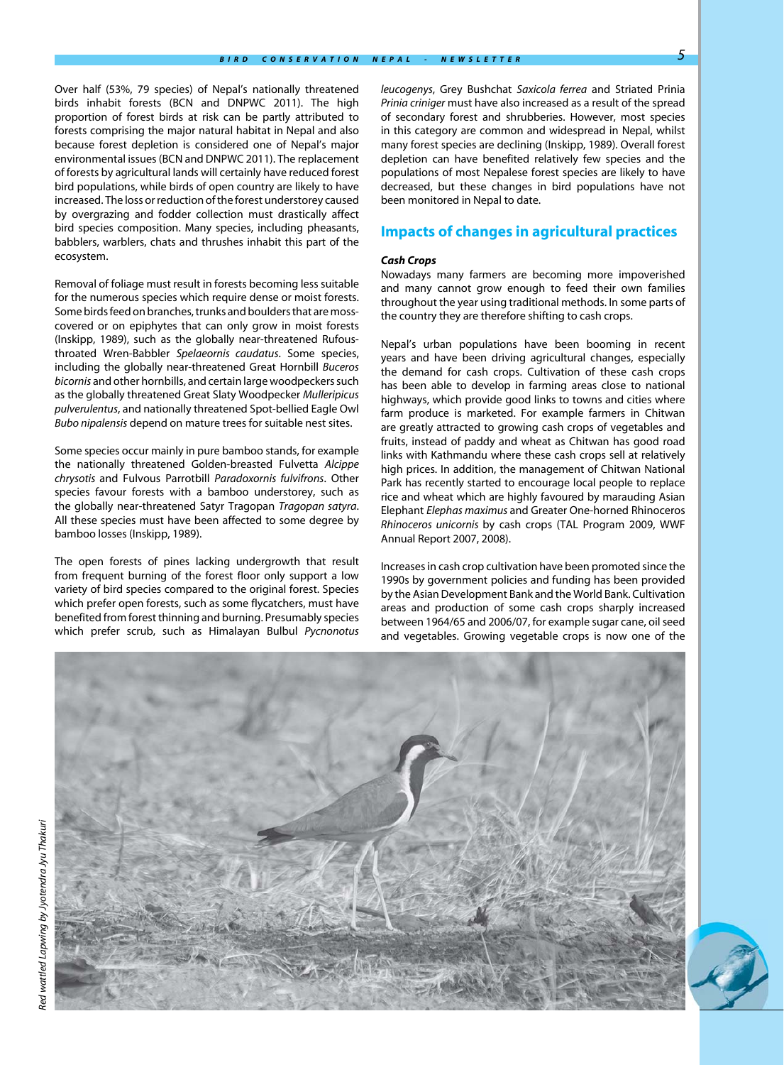Over half (53%, 79 species) of Nepal's nationally threatened birds inhabit forests (BCN and DNPWC 2011). The high proportion of forest birds at risk can be partly attributed to forests comprising the major natural habitat in Nepal and also because forest depletion is considered one of Nepal's major environmental issues (BCN and DNPWC 2011). The replacement of forests by agricultural lands will certainly have reduced forest bird populations, while birds of open country are likely to have increased. The loss or reduction of the forest understorey caused by overgrazing and fodder collection must drastically affect bird species composition. Many species, including pheasants, babblers, warblers, chats and thrushes inhabit this part of the ecosystem.

Removal of foliage must result in forests becoming less suitable for the numerous species which require dense or moist forests. Some birds feed on branches, trunks and boulders that are moss-covered or on epiphytes that can only grow in moist forests (Inskipp, 1989), such as the globally near-threatened Rufous-throated Wren-Babbler *Spelaeornis caudatus*. Some species, including the globally near-threatened Great Hornbill *Buceros bicornis* and other hornbills, and certain large woodpeckers such as the globally threatened Great Slaty Woodpecker *Mulleripicus pulverulentus*, and nationally threatened Spot-bellied Eagle Owl *Bubo nipalensis* depend on mature trees for suitable nest sites.

Some species occur mainly in pure bamboo stands, for example the nationally threatened Golden-breasted Fulvetta *Alcippe chrysotis* and Fulvous Parrotbill *Paradoxornis fulvifrons*. Other species favour forests with a bamboo understorey, such as the globally near-threatened Satyr Tragopan *Tragopan satyra*. All these species must have been affected to some degree by bamboo losses (Inskipp, 1989).

The open forests of pines lacking undergrowth that result from frequent burning of the forest floor only support a low variety of bird species compared to the original forest. Species which prefer open forests, such as some flycatchers, must have benefited from forest thinning and burning. Presumably species which prefer scrub, such as Himalayan Bulbul *Pycnonotus leucogenys*, Grey Bushchat *Saxicola ferrea* and Striated Prinia *Prinia criniger* must have also increased as a result of the spread of secondary forest and shrubberies. However, most species in this category are common and widespread in Nepal, whilst many forest species are declining (Inskipp, 1989). Overall forest depletion can have benefited relatively few species and the populations of most Nepalese forest species are likely to have decreased, but these changes in bird populations have not been monitored in Nepal to date.

## Impacts of changes in agricultural practices

### *Cash Crops*

Nowadays many farmers are becoming more impoverished and many cannot grow enough to feed their own families throughout the year using traditional methods. In some parts of the country they are therefore shifting to cash crops.

Nepal's urban populations have been booming in recent years and have been driving agricultural changes, especially the demand for cash crops. Cultivation of these cash crops has been able to develop in farming areas close to national highways, which provide good links to towns and cities where farm produce is marketed. For example farmers in Chitwan are greatly attracted to growing cash crops of vegetables and fruits, instead of paddy and wheat as Chitwan has good road links with Kathmandu where these cash crops sell at relatively high prices. In addition, the management of Chitwan National Park has recently started to encourage local people to replace rice and wheat which are highly favoured by marauding Asian Elephant *Elephas maximus* and Greater One-horned Rhinoceros *Rhinoceros unicornis* by cash crops (TAL Program 2009, WWF Annual Report 2007, 2008).

Increases in cash crop cultivation have been promoted since the 1990s by government policies and funding has been provided by the Asian Development Bank and the World Bank. Cultivation areas and production of some cash crops sharply increased between 1964/65 and 2006/07, for example sugar cane, oil seed and vegetables. Growing vegetable crops is now one of the

*Red wattled Lapwing by Jyotendra Jyu Thakuri*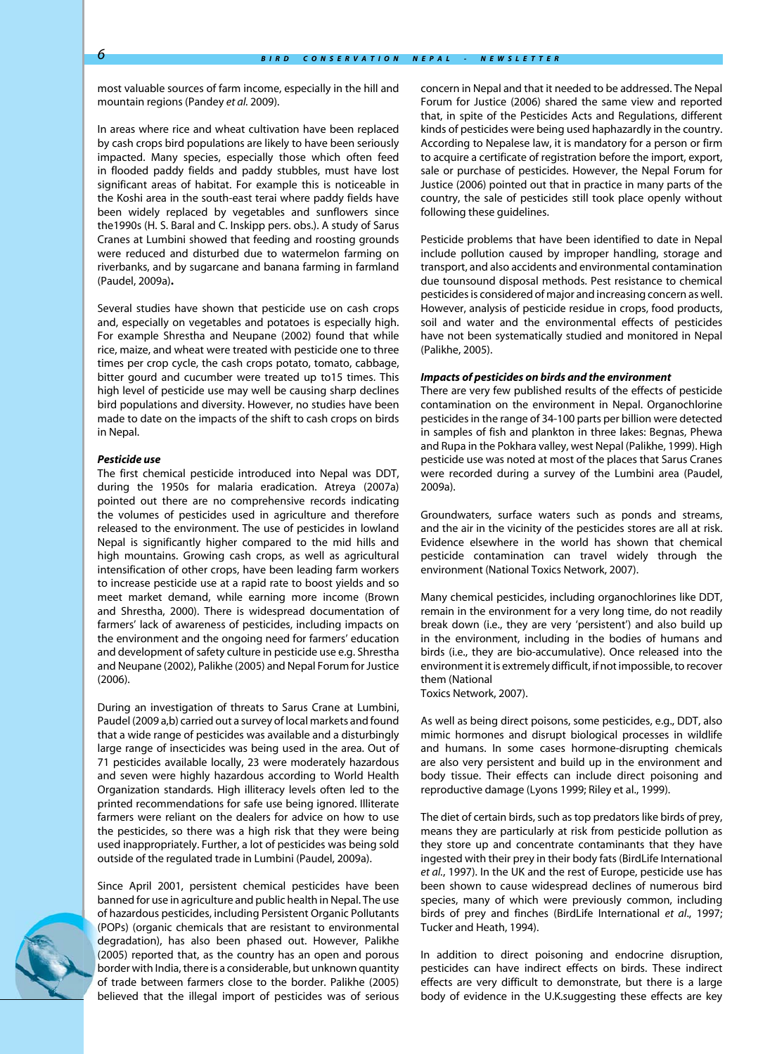most valuable sources of farm income, especially in the hill and mountain regions (Pandey *et al.* 2009).

In areas where rice and wheat cultivation have been replaced by cash crops bird populations are likely to have been seriously impacted. Many species, especially those which often feed in flooded paddy fields and paddy stubbles, must have lost significant areas of habitat. For example this is noticeable in the Koshi area in the south-east terai where paddy fields have been widely replaced by vegetables and sunflowers since the1990s (H. S. Baral and C. Inskipp pers. obs.). A study of Sarus Cranes at Lumbini showed that feeding and roosting grounds were reduced and disturbed due to watermelon farming on riverbanks, and by sugarcane and banana farming in farmland (Paudel, 2009a)**.**

Several studies have shown that pesticide use on cash crops and, especially on vegetables and potatoes is especially high. For example Shrestha and Neupane (2002) found that while rice, maize, and wheat were treated with pesticide one to three times per crop cycle, the cash crops potato, tomato, cabbage, bitter gourd and cucumber were treated up to15 times. This high level of pesticide use may well be causing sharp declines bird populations and diversity. However, no studies have been made to date on the impacts of the shift to cash crops on birds in Nepal.

***Pesticide use***

The first chemical pesticide introduced into Nepal was DDT, during the 1950s for malaria eradication. Atreya (2007a) pointed out there are no comprehensive records indicating the volumes of pesticides used in agriculture and therefore released to the environment. The use of pesticides in lowland Nepal is significantly higher compared to the mid hills and high mountains. Growing cash crops, as well as agricultural intensification of other crops, have been leading farm workers to increase pesticide use at a rapid rate to boost yields and so meet market demand, while earning more income (Brown and Shrestha, 2000). There is widespread documentation of farmers' lack of awareness of pesticides, including impacts on the environment and the ongoing need for farmers' education and development of safety culture in pesticide use e.g. Shrestha and Neupane (2002), Palikhe (2005) and Nepal Forum for Justice (2006).

During an investigation of threats to Sarus Crane at Lumbini, Paudel (2009 a,b) carried out a survey of local markets and found that a wide range of pesticides was available and a disturbingly large range of insecticides was being used in the area. Out of 71 pesticides available locally, 23 were moderately hazardous and seven were highly hazardous according to World Health Organization standards. High illiteracy levels often led to the printed recommendations for safe use being ignored. Illiterate farmers were reliant on the dealers for advice on how to use the pesticides, so there was a high risk that they were being used inappropriately. Further, a lot of pesticides was being sold outside of the regulated trade in Lumbini (Paudel, 2009a).

Since April 2001, persistent chemical pesticides have been banned for use in agriculture and public health in Nepal. The use of hazardous pesticides, including Persistent Organic Pollutants (POPs) (organic chemicals that are resistant to environmental degradation), has also been phased out. However, Palikhe (2005) reported that, as the country has an open and porous border with India, there is a considerable, but unknown quantity of trade between farmers close to the border. Palikhe (2005) believed that the illegal import of pesticides was of serious concern in Nepal and that it needed to be addressed. The Nepal Forum for Justice (2006) shared the same view and reported that, in spite of the Pesticides Acts and Regulations, different kinds of pesticides were being used haphazardly in the country. According to Nepalese law, it is mandatory for a person or firm to acquire a certificate of registration before the import, export, sale or purchase of pesticides. However, the Nepal Forum for Justice (2006) pointed out that in practice in many parts of the country, the sale of pesticides still took place openly without following these guidelines.

Pesticide problems that have been identified to date in Nepal include pollution caused by improper handling, storage and transport, and also accidents and environmental contamination due tounsound disposal methods. Pest resistance to chemical pesticides is considered of major and increasing concern as well. However, analysis of pesticide residue in crops, food products, soil and water and the environmental effects of pesticides have not been systematically studied and monitored in Nepal (Palikhe, 2005).

***Impacts of pesticides on birds and the environment***

There are very few published results of the effects of pesticide contamination on the environment in Nepal. Organochlorine pesticides in the range of 34-100 parts per billion were detected in samples of fish and plankton in three lakes: Begnas, Phewa and Rupa in the Pokhara valley, west Nepal (Palikhe, 1999). High pesticide use was noted at most of the places that Sarus Cranes were recorded during a survey of the Lumbini area (Paudel, 2009a).

Groundwaters, surface waters such as ponds and streams, and the air in the vicinity of the pesticides stores are all at risk. Evidence elsewhere in the world has shown that chemical pesticide contamination can travel widely through the environment (National Toxics Network, 2007).

Many chemical pesticides, including organochlorines like DDT, remain in the environment for a very long time, do not readily break down (i.e., they are very 'persistent') and also build up in the environment, including in the bodies of humans and birds (i.e., they are bio-accumulative). Once released into the environment it is extremely difficult, if not impossible, to recover them (National Toxics Network, 2007).

As well as being direct poisons, some pesticides, e.g., DDT, also mimic hormones and disrupt biological processes in wildlife and humans. In some cases hormone-disrupting chemicals are also very persistent and build up in the environment and body tissue. Their effects can include direct poisoning and reproductive damage (Lyons 1999; Riley et al., 1999).

The diet of certain birds, such as top predators like birds of prey, means they are particularly at risk from pesticide pollution as they store up and concentrate contaminants that they have ingested with their prey in their body fats (BirdLife International *et al.*, 1997). In the UK and the rest of Europe, pesticide use has been shown to cause widespread declines of numerous bird species, many of which were previously common, including birds of prey and finches (BirdLife International *et al.*, 1997; Tucker and Heath, 1994).

In addition to direct poisoning and endocrine disruption, pesticides can have indirect effects on birds. These indirect effects are very difficult to demonstrate, but there is a large body of evidence in the U.K.suggesting these effects are key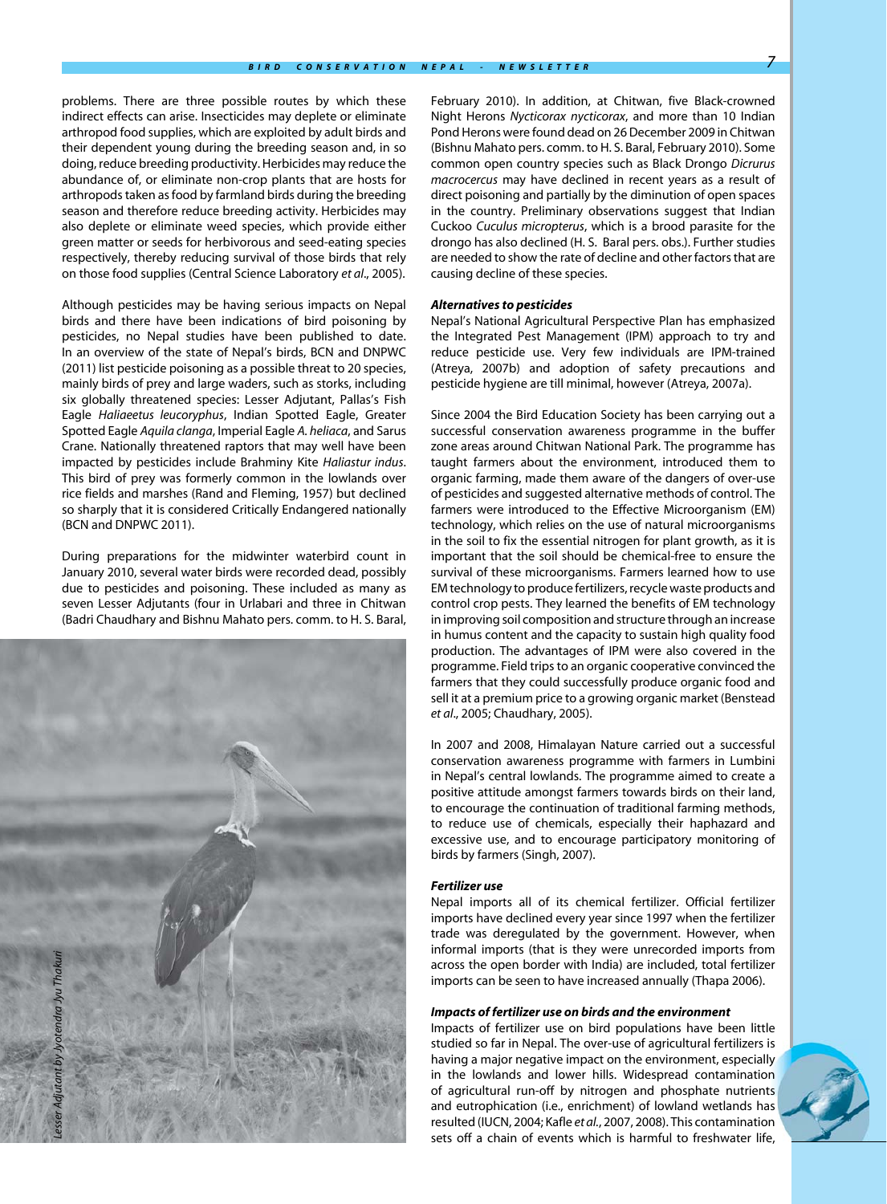problems. There are three possible routes by which these indirect effects can arise. Insecticides may deplete or eliminate arthropod food supplies, which are exploited by adult birds and their dependent young during the breeding season and, in so doing, reduce breeding productivity. Herbicides may reduce the abundance of, or eliminate non-crop plants that are hosts for arthropods taken as food by farmland birds during the breeding season and therefore reduce breeding activity. Herbicides may also deplete or eliminate weed species, which provide either green matter or seeds for herbivorous and seed-eating species respectively, thereby reducing survival of those birds that rely on those food supplies (Central Science Laboratory *et al*., 2005).

Although pesticides may be having serious impacts on Nepal birds and there have been indications of bird poisoning by pesticides, no Nepal studies have been published to date. In an overview of the state of Nepal's birds, BCN and DNPWC (2011) list pesticide poisoning as a possible threat to 20 species, mainly birds of prey and large waders, such as storks, including six globally threatened species: Lesser Adjutant, Pallas's Fish Eagle *Haliaeetus leucoryphus*, Indian Spotted Eagle, Greater Spotted Eagle *Aquila clanga*, Imperial Eagle *A. heliaca*, and Sarus Crane. Nationally threatened raptors that may well have been impacted by pesticides include Brahminy Kite *Haliastur indus*. This bird of prey was formerly common in the lowlands over rice fields and marshes (Rand and Fleming, 1957) but declined so sharply that it is considered Critically Endangered nationally (BCN and DNPWC 2011).

During preparations for the midwinter waterbird count in January 2010, several water birds were recorded dead, possibly due to pesticides and poisoning. These included as many as seven Lesser Adjutants (four in Urlabari and three in Chitwan (Badri Chaudhary and Bishnu Mahato pers. comm. to H. S. Baral, February 2010). In addition, at Chitwan, five Black-crowned Night Herons *Nycticorax nycticorax*, and more than 10 Indian Pond Herons were found dead on 26 December 2009 in Chitwan (Bishnu Mahato pers. comm. to H. S. Baral, February 2010). Some common open country species such as Black Drongo *Dicrurus macrocercus* may have declined in recent years as a result of direct poisoning and partially by the diminution of open spaces in the country. Preliminary observations suggest that Indian Cuckoo *Cuculus micropterus*, which is a brood parasite for the drongo has also declined (H. S. Baral pers. obs.). Further studies are needed to show the rate of decline and other factors that are causing decline of these species.

*Lesser Adjutant by Jyotendra Jyu Thakuri*

### *Alternatives to pesticides*

Nepal's National Agricultural Perspective Plan has emphasized the Integrated Pest Management (IPM) approach to try and reduce pesticide use. Very few individuals are IPM-trained (Atreya, 2007b) and adoption of safety precautions and pesticide hygiene are till minimal, however (Atreya, 2007a).

Since 2004 the Bird Education Society has been carrying out a successful conservation awareness programme in the buffer zone areas around Chitwan National Park. The programme has taught farmers about the environment, introduced them to organic farming, made them aware of the dangers of over-use of pesticides and suggested alternative methods of control. The farmers were introduced to the Effective Microorganism (EM) technology, which relies on the use of natural microorganisms in the soil to fix the essential nitrogen for plant growth, as it is important that the soil should be chemical-free to ensure the survival of these microorganisms. Farmers learned how to use EM technology to produce fertilizers, recycle waste products and control crop pests. They learned the benefits of EM technology in improving soil composition and structure through an increase in humus content and the capacity to sustain high quality food production. The advantages of IPM were also covered in the programme. Field trips to an organic cooperative convinced the farmers that they could successfully produce organic food and sell it at a premium price to a growing organic market (Benstead *et al*., 2005; Chaudhary, 2005).

In 2007 and 2008, Himalayan Nature carried out a successful conservation awareness programme with farmers in Lumbini in Nepal's central lowlands. The programme aimed to create a positive attitude amongst farmers towards birds on their land, to encourage the continuation of traditional farming methods, to reduce use of chemicals, especially their haphazard and excessive use, and to encourage participatory monitoring of birds by farmers (Singh, 2007).

### *Fertilizer use*

Nepal imports all of its chemical fertilizer. Official fertilizer imports have declined every year since 1997 when the fertilizer trade was deregulated by the government. However, when informal imports (that is they were unrecorded imports from across the open border with India) are included, total fertilizer imports can be seen to have increased annually (Thapa 2006).

### *Impacts of fertilizer use on birds and the environment*

Impacts of fertilizer use on bird populations have been little studied so far in Nepal. The over-use of agricultural fertilizers is having a major negative impact on the environment, especially in the lowlands and lower hills. Widespread contamination of agricultural run-off by nitrogen and phosphate nutrients and eutrophication (i.e., enrichment) of lowland wetlands has resulted (IUCN, 2004; Kafle *et al*., 2007, 2008). This contamination sets off a chain of events which is harmful to freshwater life,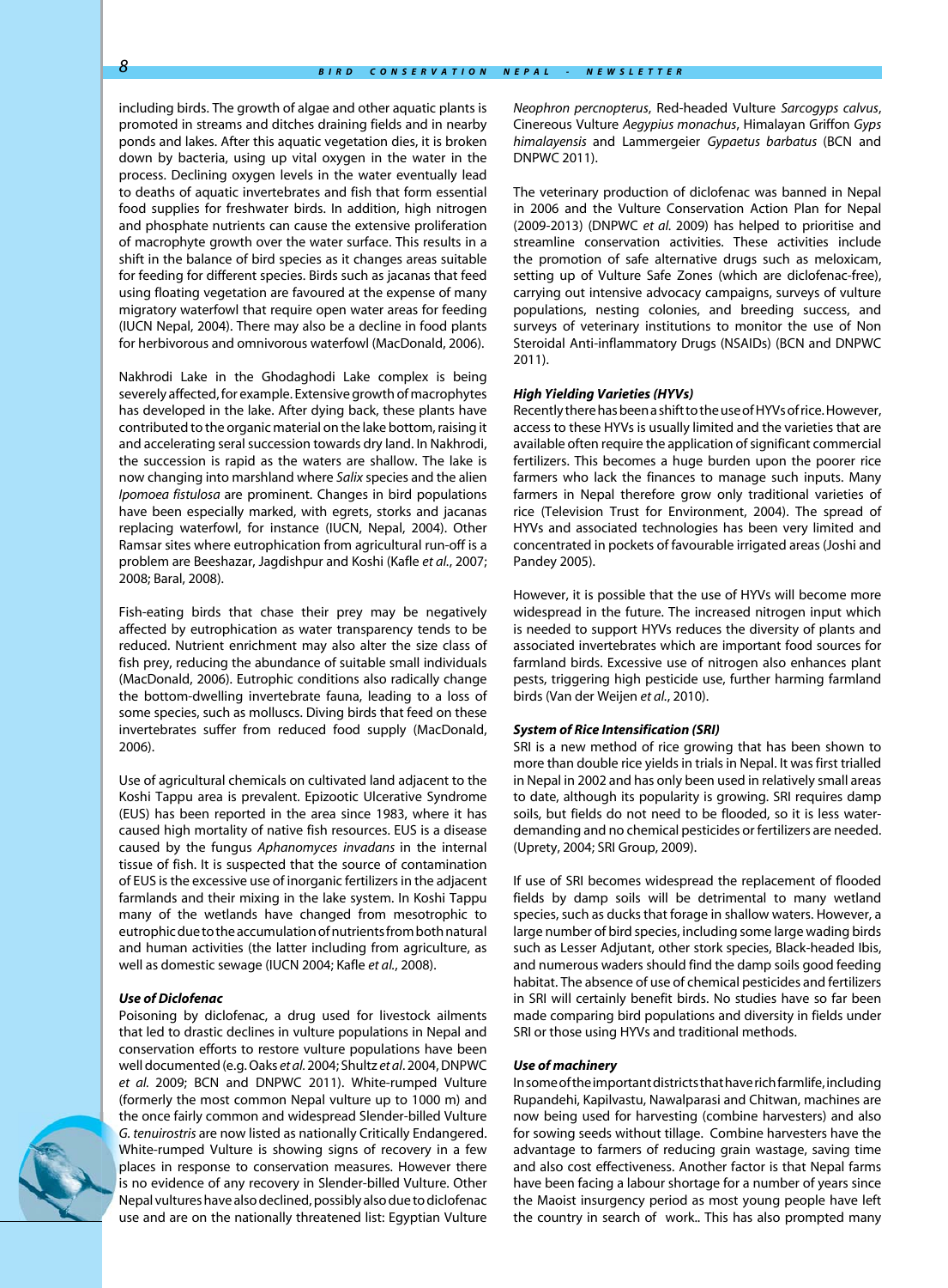including birds. The growth of algae and other aquatic plants is promoted in streams and ditches draining fields and in nearby ponds and lakes. After this aquatic vegetation dies, it is broken down by bacteria, using up vital oxygen in the water in the process. Declining oxygen levels in the water eventually lead to deaths of aquatic invertebrates and fish that form essential food supplies for freshwater birds. In addition, high nitrogen and phosphate nutrients can cause the extensive proliferation of macrophyte growth over the water surface. This results in a shift in the balance of bird species as it changes areas suitable for feeding for different species. Birds such as jacanas that feed using floating vegetation are favoured at the expense of many migratory waterfowl that require open water areas for feeding (IUCN Nepal, 2004). There may also be a decline in food plants for herbivorous and omnivorous waterfowl (MacDonald, 2006).

Nakhrodi Lake in the Ghodaghodi Lake complex is being severely affected, for example. Extensive growth of macrophytes has developed in the lake. After dying back, these plants have contributed to the organic material on the lake bottom, raising it and accelerating seral succession towards dry land. In Nakhrodi, the succession is rapid as the waters are shallow. The lake is now changing into marshland where *Salix* species and the alien *Ipomoea fistulosa* are prominent. Changes in bird populations have been especially marked, with egrets, storks and jacanas replacing waterfowl, for instance (IUCN, Nepal, 2004). Other Ramsar sites where eutrophication from agricultural run-off is a problem are Beeshazar, Jagdishpur and Koshi (Kafle *et al.*, 2007; 2008; Baral, 2008).

Fish-eating birds that chase their prey may be negatively affected by eutrophication as water transparency tends to be reduced. Nutrient enrichment may also alter the size class of fish prey, reducing the abundance of suitable small individuals (MacDonald, 2006). Eutrophic conditions also radically change the bottom-dwelling invertebrate fauna, leading to a loss of some species, such as molluscs. Diving birds that feed on these invertebrates suffer from reduced food supply (MacDonald, 2006).

Use of agricultural chemicals on cultivated land adjacent to the Koshi Tappu area is prevalent. Epizootic Ulcerative Syndrome (EUS) has been reported in the area since 1983, where it has caused high mortality of native fish resources. EUS is a disease caused by the fungus *Aphanomyces invadans* in the internal tissue of fish. It is suspected that the source of contamination of EUS is the excessive use of inorganic fertilizers in the adjacent farmlands and their mixing in the lake system. In Koshi Tappu many of the wetlands have changed from mesotrophic to eutrophic due to the accumulation of nutrients from both natural and human activities (the latter including from agriculture, as well as domestic sewage (IUCN 2004; Kafle *et al.*, 2008).

#### *Use of Diclofenac*

Poisoning by diclofenac, a drug used for livestock ailments that led to drastic declines in vulture populations in Nepal and conservation efforts to restore vulture populations have been well documented (e.g. Oaks *et al.* 2004; Shultz *et al*. 2004, DNPWC *et al.* 2009; BCN and DNPWC 2011). White-rumped Vulture (formerly the most common Nepal vulture up to 1000 m) and the once fairly common and widespread Slender-billed Vulture *G. tenuirostris* are now listed as nationally Critically Endangered. White-rumped Vulture is showing signs of recovery in a few places in response to conservation measures. However there is no evidence of any recovery in Slender-billed Vulture. Other Nepal vultures have also declined, possibly also due to diclofenac use and are on the nationally threatened list: Egyptian Vulture *Neophron percnopterus*, Red-headed Vulture *Sarcogyps calvus*, Cinereous Vulture *Aegypius monachus*, Himalayan Griffon *Gyps himalayensis* and Lammergeier *Gypaetus barbatus* (BCN and DNPWC 2011).

The veterinary production of diclofenac was banned in Nepal in 2006 and the Vulture Conservation Action Plan for Nepal (2009-2013) (DNPWC *et al.* 2009) has helped to prioritise and streamline conservation activities. These activities include the promotion of safe alternative drugs such as meloxicam, setting up of Vulture Safe Zones (which are diclofenac-free), carrying out intensive advocacy campaigns, surveys of vulture populations, nesting colonies, and breeding success, and surveys of veterinary institutions to monitor the use of Non Steroidal Anti-inflammatory Drugs (NSAIDs) (BCN and DNPWC 2011).

#### *High Yielding Varieties (HYVs)*

Recently there has been a shift to the use of HYVs of rice. However, access to these HYVs is usually limited and the varieties that are available often require the application of significant commercial fertilizers. This becomes a huge burden upon the poorer rice farmers who lack the finances to manage such inputs. Many farmers in Nepal therefore grow only traditional varieties of rice (Television Trust for Environment, 2004). The spread of HYVs and associated technologies has been very limited and concentrated in pockets of favourable irrigated areas (Joshi and Pandey 2005).

However, it is possible that the use of HYVs will become more widespread in the future. The increased nitrogen input which is needed to support HYVs reduces the diversity of plants and associated invertebrates which are important food sources for farmland birds. Excessive use of nitrogen also enhances plant pests, triggering high pesticide use, further harming farmland birds (Van der Weijen *et al.*, 2010).

#### *System of Rice Intensification (SRI)*

SRI is a new method of rice growing that has been shown to more than double rice yields in trials in Nepal. It was first trialled in Nepal in 2002 and has only been used in relatively small areas to date, although its popularity is growing. SRI requires damp soils, but fields do not need to be flooded, so it is less water-demanding and no chemical pesticides or fertilizers are needed. (Uprety, 2004; SRI Group, 2009).

If use of SRI becomes widespread the replacement of flooded fields by damp soils will be detrimental to many wetland species, such as ducks that forage in shallow waters. However, a large number of bird species, including some large wading birds such as Lesser Adjutant, other stork species, Black-headed Ibis, and numerous waders should find the damp soils good feeding habitat. The absence of use of chemical pesticides and fertilizers in SRI will certainly benefit birds. No studies have so far been made comparing bird populations and diversity in fields under SRI or those using HYVs and traditional methods.

#### *Use of machinery*

In some of the important districts that have rich farmlife, including Rupandehi, Kapilvastu, Nawalparasi and Chitwan, machines are now being used for harvesting (combine harvesters) and also for sowing seeds without tillage. Combine harvesters have the advantage to farmers of reducing grain wastage, saving time and also cost effectiveness. Another factor is that Nepal farms have been facing a labour shortage for a number of years since the Maoist insurgency period as most young people have left the country in search of work.. This has also prompted many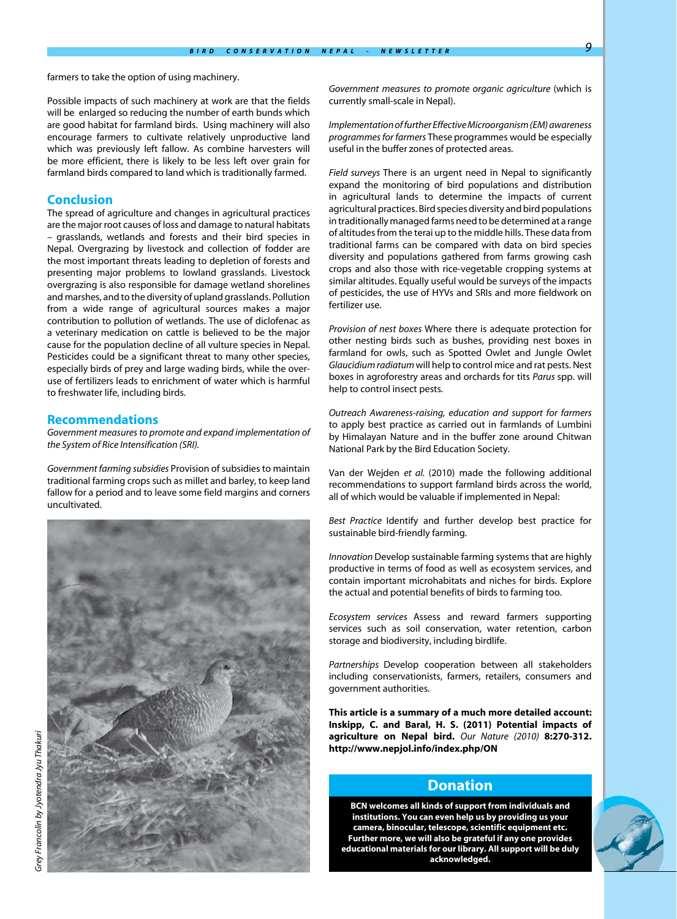farmers to take the option of using machinery.

Possible impacts of such machinery at work are that the fields will be enlarged so reducing the number of earth bunds which are good habitat for farmland birds. Using machinery will also encourage farmers to cultivate relatively unproductive land which was previously left fallow. As combine harvesters will be more efficient, there is likely to be less left over grain for farmland birds compared to land which is traditionally farmed.

## Conclusion

The spread of agriculture and changes in agricultural practices are the major root causes of loss and damage to natural habitats – grasslands, wetlands and forests and their bird species in Nepal. Overgrazing by livestock and collection of fodder are the most important threats leading to depletion of forests and presenting major problems to lowland grasslands. Livestock overgrazing is also responsible for damage wetland shorelines and marshes, and to the diversity of upland grasslands. Pollution from a wide range of agricultural sources makes a major contribution to pollution of wetlands. The use of diclofenac as a veterinary medication on cattle is believed to be the major cause for the population decline of all vulture species in Nepal. Pesticides could be a significant threat to many other species, especially birds of prey and large wading birds, while the over-use of fertilizers leads to enrichment of water which is harmful to freshwater life, including birds.

## Recommendations

*Government measures to promote and expand implementation of the System of Rice Intensification (SRI).*

*Government farming subsidies* Provision of subsidies to maintain traditional farming crops such as millet and barley, to keep land fallow for a period and to leave some field margins and corners uncultivated.

Grey Francolin by Jyotendra Jyu Thakuri

*Government measures to promote organic agriculture* (which is currently small-scale in Nepal).

*Implementation of further Effective Microorganism (EM) awareness programmes for farmers* These programmes would be especially useful in the buffer zones of protected areas.

*Field surveys* There is an urgent need in Nepal to significantly expand the monitoring of bird populations and distribution in agricultural lands to determine the impacts of current agricultural practices. Bird species diversity and bird populations in traditionally managed farms need to be determined at a range of altitudes from the terai up to the middle hills. These data from traditional farms can be compared with data on bird species diversity and populations gathered from farms growing cash crops and also those with rice-vegetable cropping systems at similar altitudes. Equally useful would be surveys of the impacts of pesticides, the use of HYVs and SRIs and more fieldwork on fertilizer use.

*Provision of nest boxes* Where there is adequate protection for other nesting birds such as bushes, providing nest boxes in farmland for owls, such as Spotted Owlet and Jungle Owlet *Glaucidium radiatum* will help to control mice and rat pests. Nest boxes in agroforestry areas and orchards for tits *Parus* spp. will help to control insect pests.

*Outreach Awareness-raising, education and support for farmers* to apply best practice as carried out in farmlands of Lumbini by Himalayan Nature and in the buffer zone around Chitwan National Park by the Bird Education Society.

Van der Wejden *et al.* (2010) made the following additional recommendations to support farmland birds across the world, all of which would be valuable if implemented in Nepal:

*Best Practice* Identify and further develop best practice for sustainable bird-friendly farming.

*Innovation* Develop sustainable farming systems that are highly productive in terms of food as well as ecosystem services, and contain important microhabitats and niches for birds. Explore the actual and potential benefits of birds to farming too.

*Ecosystem services* Assess and reward farmers supporting services such as soil conservation, water retention, carbon storage and biodiversity, including birdlife.

*Partnerships* Develop cooperation between all stakeholders including conservationists, farmers, retailers, consumers and government authorities.

**This article is a summary of a much more detailed account: Inskipp, C. and Baral, H. S. (2011) Potential impacts of agriculture on Nepal bird.** *Our Nature (2010)* **8:270-312. http://www.nepjol.info/index.php/ON**

## Donation

**BCN welcomes all kinds of support from individuals and institutions. You can even help us by providing us your camera, binocular, telescope, scientific equipment etc. Further more, we will also be grateful if any one provides educational materials for our library. All support will be duly acknowledged.**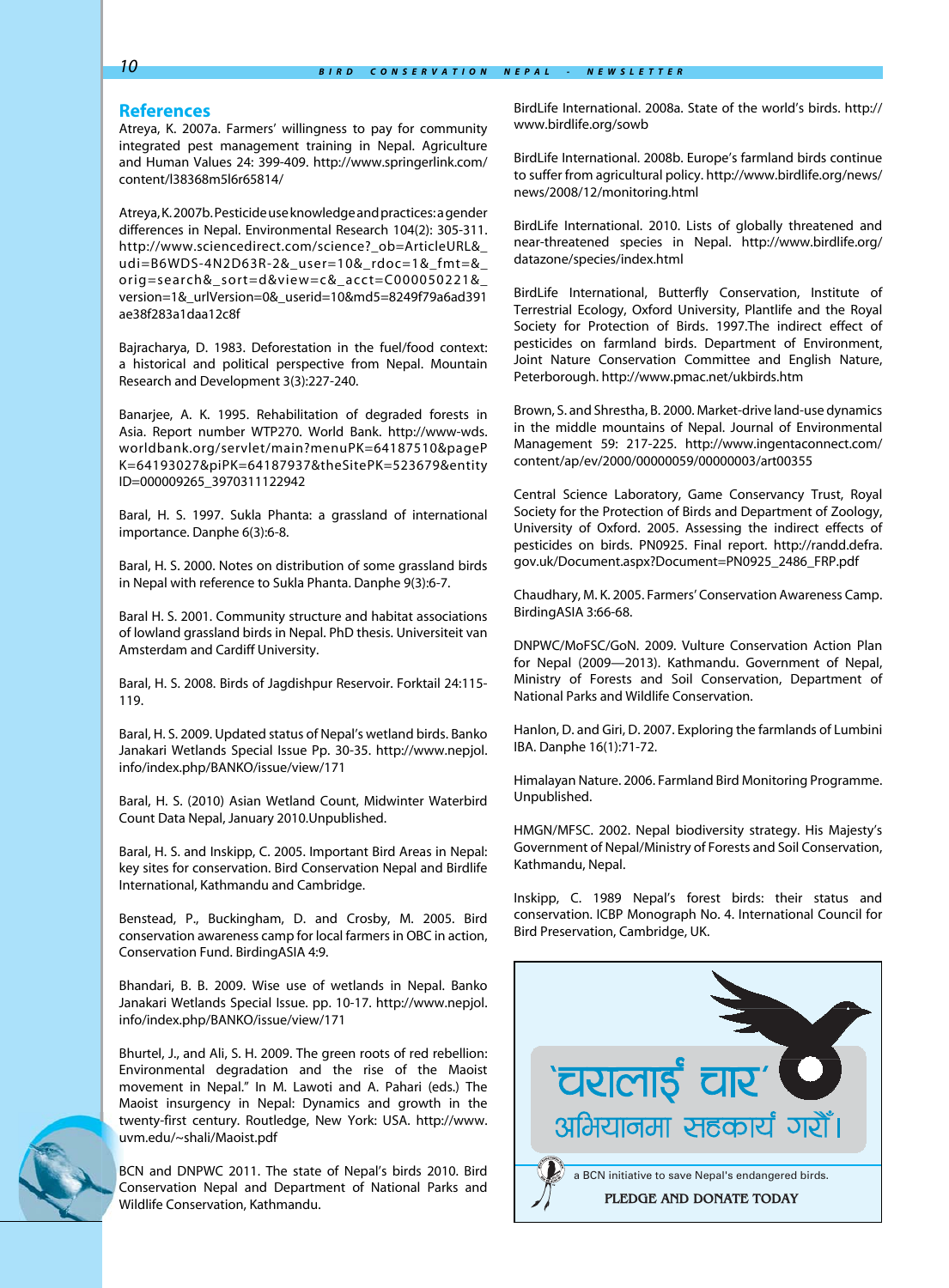## References

Atreya, K. 2007a. Farmers' willingness to pay for community integrated pest management training in Nepal. Agriculture and Human Values 24: 399-409. http://www.springerlink.com/content/l38368m5l6r65814/

Atreya, K. 2007b. Pesticide use knowledge and practices: a gender differences in Nepal. Environmental Research 104(2): 305-311. http://www.sciencedirect.com/science?_ob=ArticleURL&_udi=B6WDS-4N2D63R-2&_user=10&_rdoc=1&_fmt=&_orig=search&_sort=d&view=c&_acct=C000050221&_version=1&_urlVersion=0&_userid=10&md5=8249f79a6ad391ae38f283a1daa12c8f

Bajracharya, D. 1983. Deforestation in the fuel/food context: a historical and political perspective from Nepal. Mountain Research and Development 3(3):227-240.

Banarjee, A. K. 1995. Rehabilitation of degraded forests in Asia. Report number WTP270. World Bank. http://www-wds.worldbank.org/servlet/main?menuPK=64187510&pagePK=64193027&piPK=64187937&theSitePK=523679&entityID=000009265_3970311122942

Baral, H. S. 1997. Sukla Phanta: a grassland of international importance. Danphe 6(3):6-8.

Baral, H. S. 2000. Notes on distribution of some grassland birds in Nepal with reference to Sukla Phanta. Danphe 9(3):6-7.

Baral H. S. 2001. Community structure and habitat associations of lowland grassland birds in Nepal. PhD thesis. Universiteit van Amsterdam and Cardiff University.

Baral, H. S. 2008. Birds of Jagdishpur Reservoir. Forktail 24:115-119.

Baral, H. S. 2009. Updated status of Nepal's wetland birds. Banko Janakari Wetlands Special Issue Pp. 30-35. http://www.nepjol.info/index.php/BANKO/issue/view/171

Baral, H. S. (2010) Asian Wetland Count, Midwinter Waterbird Count Data Nepal, January 2010.Unpublished.

Baral, H. S. and Inskipp, C. 2005. Important Bird Areas in Nepal: key sites for conservation. Bird Conservation Nepal and Birdlife International, Kathmandu and Cambridge.

Benstead, P., Buckingham, D. and Crosby, M. 2005. Bird conservation awareness camp for local farmers in OBC in action, Conservation Fund. BirdingASIA 4:9.

Bhandari, B. B. 2009. Wise use of wetlands in Nepal. Banko Janakari Wetlands Special Issue. pp. 10-17. http://www.nepjol.info/index.php/BANKO/issue/view/171

Bhurtel, J., and Ali, S. H. 2009. The green roots of red rebellion: Environmental degradation and the rise of the Maoist movement in Nepal." In M. Lawoti and A. Pahari (eds.) The Maoist insurgency in Nepal: Dynamics and growth in the twenty-first century. Routledge, New York: USA. http://www.uvm.edu/~shali/Maoist.pdf

BCN and DNPWC 2011. The state of Nepal's birds 2010. Bird Conservation Nepal and Department of National Parks and Wildlife Conservation, Kathmandu.

BirdLife International. 2008a. State of the world's birds. http://www.birdlife.org/sowb

BirdLife International. 2008b. Europe's farmland birds continue to suffer from agricultural policy. http://www.birdlife.org/news/news/2008/12/monitoring.html

BirdLife International. 2010. Lists of globally threatened and near-threatened species in Nepal. http://www.birdlife.org/datazone/species/index.html

BirdLife International, Butterfly Conservation, Institute of Terrestrial Ecology, Oxford University, Plantlife and the Royal Society for Protection of Birds. 1997.The indirect effect of pesticides on farmland birds. Department of Environment, Joint Nature Conservation Committee and English Nature, Peterborough. http://www.pmac.net/ukbirds.htm

Brown, S. and Shrestha, B. 2000. Market-drive land-use dynamics in the middle mountains of Nepal. Journal of Environmental Management 59: 217-225. http://www.ingentaconnect.com/content/ap/ev/2000/00000059/00000003/art00355

Central Science Laboratory, Game Conservancy Trust, Royal Society for the Protection of Birds and Department of Zoology, University of Oxford. 2005. Assessing the indirect effects of pesticides on birds. PN0925. Final report. http://randd.defra.gov.uk/Document.aspx?Document=PN0925_2486_FRP.pdf

Chaudhary, M. K. 2005. Farmers' Conservation Awareness Camp. BirdingASIA 3:66-68.

DNPWC/MoFSC/GoN. 2009. Vulture Conservation Action Plan for Nepal (2009—2013). Kathmandu. Government of Nepal, Ministry of Forests and Soil Conservation, Department of National Parks and Wildlife Conservation.

Hanlon, D. and Giri, D. 2007. Exploring the farmlands of Lumbini IBA. Danphe 16(1):71-72.

Himalayan Nature. 2006. Farmland Bird Monitoring Programme. Unpublished.

HMGN/MFSC. 2002. Nepal biodiversity strategy. His Majesty's Government of Nepal/Ministry of Forests and Soil Conservation, Kathmandu, Nepal.

Inskipp, C. 1989 Nepal's forest birds: their status and conservation. ICBP Monograph No. 4. International Council for Bird Preservation, Cambridge, UK.

'चरालाई चारा'
अभियानमा सहकार्य गरौं।

a BCN initiative to save Nepal's endangered birds.

PLEDGE AND DONATE TODAY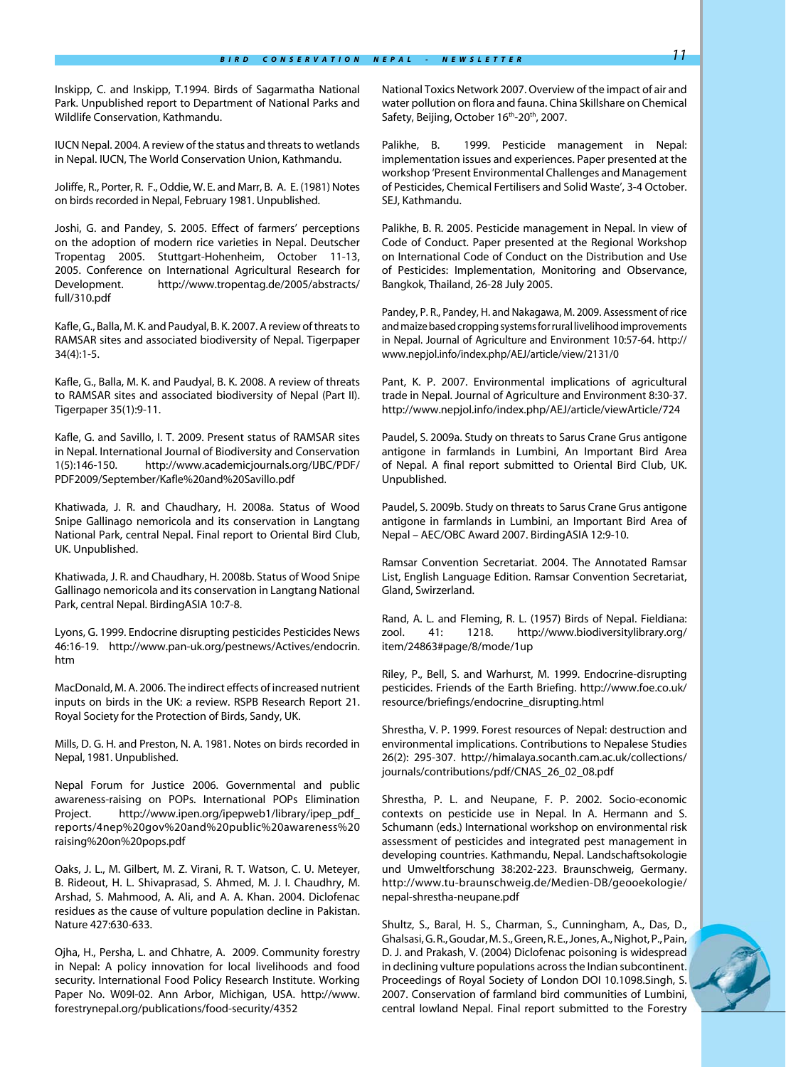Inskipp, C. and Inskipp, T.1994. Birds of Sagarmatha National Park. Unpublished report to Department of National Parks and Wildlife Conservation, Kathmandu.

IUCN Nepal. 2004. A review of the status and threats to wetlands in Nepal. IUCN, The World Conservation Union, Kathmandu.

Joliffe, R., Porter, R. F., Oddie, W. E. and Marr, B. A. E. (1981) Notes on birds recorded in Nepal, February 1981. Unpublished.

Joshi, G. and Pandey, S. 2005. Effect of farmers' perceptions on the adoption of modern rice varieties in Nepal. Deutscher Tropentag 2005. Stuttgart-Hohenheim, October 11-13, 2005. Conference on International Agricultural Research for Development. http://www.tropentag.de/2005/abstracts/full/310.pdf

Kafle, G., Balla, M. K. and Paudyal, B. K. 2007. A review of threats to RAMSAR sites and associated biodiversity of Nepal. Tigerpaper 34(4):1-5.

Kafle, G., Balla, M. K. and Paudyal, B. K. 2008. A review of threats to RAMSAR sites and associated biodiversity of Nepal (Part II). Tigerpaper 35(1):9-11.

Kafle, G. and Savillo, I. T. 2009. Present status of RAMSAR sites in Nepal. International Journal of Biodiversity and Conservation 1(5):146-150. http://www.academicjournals.org/IJBC/PDF/PDF2009/September/Kafle%20and%20Savillo.pdf

Khatiwada, J. R. and Chaudhary, H. 2008a. Status of Wood Snipe Gallinago nemoricola and its conservation in Langtang National Park, central Nepal. Final report to Oriental Bird Club, UK. Unpublished.

Khatiwada, J. R. and Chaudhary, H. 2008b. Status of Wood Snipe Gallinago nemoricola and its conservation in Langtang National Park, central Nepal. BirdingASIA 10:7-8.

Lyons, G. 1999. Endocrine disrupting pesticides Pesticides News 46:16-19. http://www.pan-uk.org/pestnews/Actives/endocrin.htm

MacDonald, M. A. 2006. The indirect effects of increased nutrient inputs on birds in the UK: a review. RSPB Research Report 21. Royal Society for the Protection of Birds, Sandy, UK.

Mills, D. G. H. and Preston, N. A. 1981. Notes on birds recorded in Nepal, 1981. Unpublished.

Nepal Forum for Justice 2006. Governmental and public awareness-raising on POPs. International POPs Elimination Project. http://www.ipen.org/ipepweb1/library/ipep_pdf_reports/4nep%20gov%20and%20public%20awareness%20raising%20on%20pops.pdf

Oaks, J. L., M. Gilbert, M. Z. Virani, R. T. Watson, C. U. Meteyer, B. Rideout, H. L. Shivaprasad, S. Ahmed, M. J. I. Chaudhry, M. Arshad, S. Mahmood, A. Ali, and A. A. Khan. 2004. Diclofenac residues as the cause of vulture population decline in Pakistan. Nature 427:630-633.

Ojha, H., Persha, L. and Chhatre, A. 2009. Community forestry in Nepal: A policy innovation for local livelihoods and food security. International Food Policy Research Institute. Working Paper No. W09I-02. Ann Arbor, Michigan, USA. http://www.forestrynepal.org/publications/food-security/4352

National Toxics Network 2007. Overview of the impact of air and water pollution on flora and fauna. China Skillshare on Chemical Safety, Beijing, October 16th-20th, 2007.

Palikhe, B. 1999. Pesticide management in Nepal: implementation issues and experiences. Paper presented at the workshop 'Present Environmental Challenges and Management of Pesticides, Chemical Fertilisers and Solid Waste', 3-4 October. SEJ, Kathmandu.

Palikhe, B. R. 2005. Pesticide management in Nepal. In view of Code of Conduct. Paper presented at the Regional Workshop on International Code of Conduct on the Distribution and Use of Pesticides: Implementation, Monitoring and Observance, Bangkok, Thailand, 26-28 July 2005.

Pandey, P. R., Pandey, H. and Nakagawa, M. 2009. Assessment of rice and maize based cropping systems for rural livelihood improvements in Nepal. Journal of Agriculture and Environment 10:57-64. http://www.nepjol.info/index.php/AEJ/article/view/2131/0

Pant, K. P. 2007. Environmental implications of agricultural trade in Nepal. Journal of Agriculture and Environment 8:30-37. http://www.nepjol.info/index.php/AEJ/article/viewArticle/724

Paudel, S. 2009a. Study on threats to Sarus Crane Grus antigone antigone in farmlands in Lumbini, An Important Bird Area of Nepal. A final report submitted to Oriental Bird Club, UK. Unpublished.

Paudel, S. 2009b. Study on threats to Sarus Crane Grus antigone antigone in farmlands in Lumbini, an Important Bird Area of Nepal – AEC/OBC Award 2007. BirdingASIA 12:9-10.

Ramsar Convention Secretariat. 2004. The Annotated Ramsar List, English Language Edition. Ramsar Convention Secretariat, Gland, Swirzerland.

Rand, A. L. and Fleming, R. L. (1957) Birds of Nepal. Fieldiana: zool. 41: 1218. http://www.biodiversitylibrary.org/item/24863#page/8/mode/1up

Riley, P., Bell, S. and Warhurst, M. 1999. Endocrine-disrupting pesticides. Friends of the Earth Briefing. http://www.foe.co.uk/resource/briefings/endocrine_disrupting.html

Shrestha, V. P. 1999. Forest resources of Nepal: destruction and environmental implications. Contributions to Nepalese Studies 26(2): 295-307. http://himalaya.socanth.cam.ac.uk/collections/journals/contributions/pdf/CNAS_26_02_08.pdf

Shrestha, P. L. and Neupane, F. P. 2002. Socio-economic contexts on pesticide use in Nepal. In A. Hermann and S. Schumann (eds.) International workshop on environmental risk assessment of pesticides and integrated pest management in developing countries. Kathmandu, Nepal. Landschaftsokologie und Umweltforschung 38:202-223. Braunschweig, Germany. http://www.tu-braunschweig.de/Medien-DB/geooekologie/nepal-shrestha-neupane.pdf

Shultz, S., Baral, H. S., Charman, S., Cunningham, A., Das, D., Ghalsasi, G. R., Goudar, M. S., Green, R. E., Jones, A., Nighot, P., Pain, D. J. and Prakash, V. (2004) Diclofenac poisoning is widespread in declining vulture populations across the Indian subcontinent. Proceedings of Royal Society of London DOI 10.1098.Singh, S. 2007. Conservation of farmland bird communities of Lumbini, central lowland Nepal. Final report submitted to the Forestry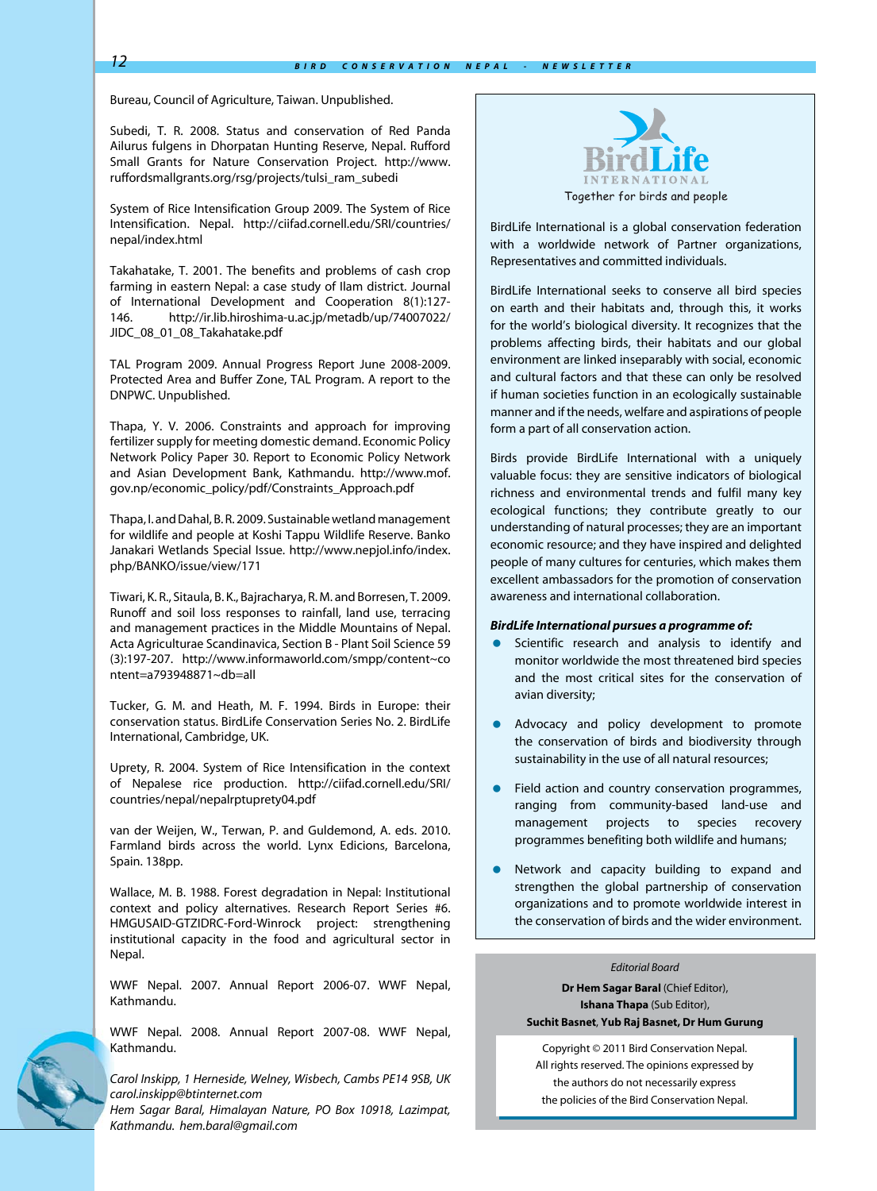Bureau, Council of Agriculture, Taiwan. Unpublished.

Subedi, T. R. 2008. Status and conservation of Red Panda Ailurus fulgens in Dhorpatan Hunting Reserve, Nepal. Rufford Small Grants for Nature Conservation Project. http://www.ruffordsmallgrants.org/rsg/projects/tulsi_ram_subedi

System of Rice Intensification Group 2009. The System of Rice Intensification. Nepal. http://ciifad.cornell.edu/SRI/countries/nepal/index.html

Takahatake, T. 2001. The benefits and problems of cash crop farming in eastern Nepal: a case study of Ilam district. Journal of International Development and Cooperation 8(1):127-146. http://ir.lib.hiroshima-u.ac.jp/metadb/up/74007022/JIDC_08_01_08_Takahatake.pdf

TAL Program 2009. Annual Progress Report June 2008-2009. Protected Area and Buffer Zone, TAL Program. A report to the DNPWC. Unpublished.

Thapa, Y. V. 2006. Constraints and approach for improving fertilizer supply for meeting domestic demand. Economic Policy Network Policy Paper 30. Report to Economic Policy Network and Asian Development Bank, Kathmandu. http://www.mof.gov.np/economic_policy/pdf/Constraints_Approach.pdf

Thapa, I. and Dahal, B. R. 2009. Sustainable wetland management for wildlife and people at Koshi Tappu Wildlife Reserve. Banko Janakari Wetlands Special Issue. http://www.nepjol.info/index.php/BANKO/issue/view/171

Tiwari, K. R., Sitaula, B. K., Bajracharya, R. M. and Borresen, T. 2009. Runoff and soil loss responses to rainfall, land use, terracing and management practices in the Middle Mountains of Nepal. Acta Agriculturae Scandinavica, Section B - Plant Soil Science 59 (3):197-207. http://www.informaworld.com/smpp/content~content=a793948871~db=all

Tucker, G. M. and Heath, M. F. 1994. Birds in Europe: their conservation status. BirdLife Conservation Series No. 2. BirdLife International, Cambridge, UK.

Uprety, R. 2004. System of Rice Intensification in the context of Nepalese rice production. http://ciifad.cornell.edu/SRI/countries/nepal/nepalrptuprety04.pdf

van der Weijen, W., Terwan, P. and Guldemond, A. eds. 2010. Farmland birds across the world. Lynx Edicions, Barcelona, Spain. 138pp.

Wallace, M. B. 1988. Forest degradation in Nepal: Institutional context and policy alternatives. Research Report Series #6. HMGUSAID-GTZIDRC-Ford-Winrock project: strengthening institutional capacity in the food and agricultural sector in Nepal.

WWF Nepal. 2007. Annual Report 2006-07. WWF Nepal, Kathmandu.

WWF Nepal. 2008. Annual Report 2007-08. WWF Nepal, Kathmandu.

*Carol Inskipp, 1 Herneside, Welney, Wisbech, Cambs PE14 9SB, UK carol.inskipp@btinternet.com*
*Hem Sagar Baral, Himalayan Nature, PO Box 10918, Lazimpat, Kathmandu. hem.baral@gmail.com*

---

**BirdLife INTERNATIONAL**
Together for birds and people

BirdLife International is a global conservation federation with a worldwide network of Partner organizations, Representatives and committed individuals.

BirdLife International seeks to conserve all bird species on earth and their habitats and, through this, it works for the world's biological diversity. It recognizes that the problems affecting birds, their habitats and our global environment are linked inseparably with social, economic and cultural factors and that these can only be resolved if human societies function in an ecologically sustainable manner and if the needs, welfare and aspirations of people form a part of all conservation action.

Birds provide BirdLife International with a uniquely valuable focus: they are sensitive indicators of biological richness and environmental trends and fulfil many key ecological functions; they contribute greatly to our understanding of natural processes; they are an important economic resource; and they have inspired and delighted people of many cultures for centuries, which makes them excellent ambassadors for the promotion of conservation awareness and international collaboration.

***BirdLife International pursues a programme of:***

- Scientific research and analysis to identify and monitor worldwide the most threatened bird species and the most critical sites for the conservation of avian diversity;
- Advocacy and policy development to promote the conservation of birds and biodiversity through sustainability in the use of all natural resources;
- Field action and country conservation programmes, ranging from community-based land-use and management projects to species recovery programmes benefiting both wildlife and humans;
- Network and capacity building to expand and strengthen the global partnership of conservation organizations and to promote worldwide interest in the conservation of birds and the wider environment.

---

*Editorial Board*

**Dr Hem Sagar Baral** (Chief Editor),
**Ishana Thapa** (Sub Editor),
**Suchit Basnet**, **Yub Raj Basnet, Dr Hum Gurung**

Copyright © 2011 Bird Conservation Nepal.
All rights reserved. The opinions expressed by the authors do not necessarily express the policies of the Bird Conservation Nepal.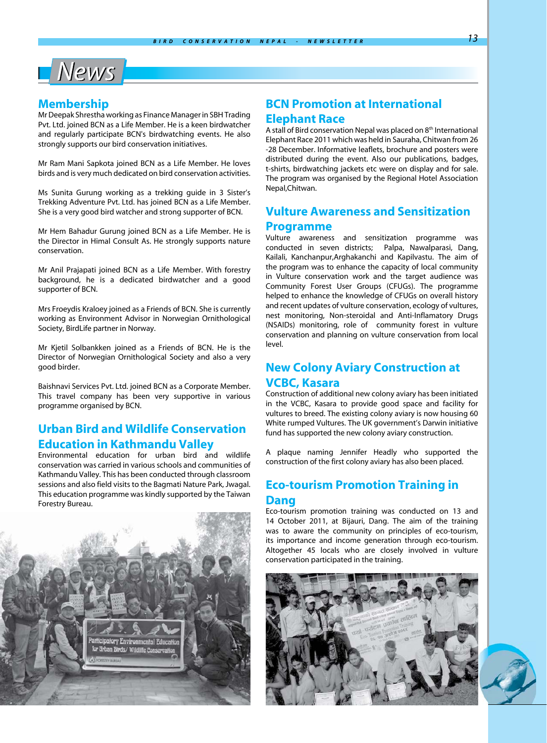# News

## Membership

Mr Deepak Shrestha working as Finance Manager in SBH Trading Pvt. Ltd. joined BCN as a Life Member. He is a keen birdwatcher and regularly participate BCN's birdwatching events. He also strongly supports our bird conservation initiatives.

Mr Ram Mani Sapkota joined BCN as a Life Member. He loves birds and is very much dedicated on bird conservation activities.

Ms Sunita Gurung working as a trekking guide in 3 Sister's Trekking Adventure Pvt. Ltd. has joined BCN as a Life Member. She is a very good bird watcher and strong supporter of BCN.

Mr Hem Bahadur Gurung joined BCN as a Life Member. He is the Director in Himal Consult As. He strongly supports nature conservation.

Mr Anil Prajapati joined BCN as a Life Member. With forestry background, he is a dedicated birdwatcher and a good supporter of BCN.

Mrs Froeydis Kraloey joined as a Friends of BCN. She is currently working as Environment Advisor in Norwegian Ornithological Society, BirdLife partner in Norway.

Mr Kjetil Solbankken joined as a Friends of BCN. He is the Director of Norwegian Ornithological Society and also a very good birder.

Baishnavi Services Pvt. Ltd. joined BCN as a Corporate Member. This travel company has been very supportive in various programme organised by BCN.

## Urban Bird and Wildlife Conservation Education in Kathmandu Valley

Environmental education for urban bird and wildlife conservation was carried in various schools and communities of Kathmandu Valley. This has been conducted through classroom sessions and also field visits to the Bagmati Nature Park, Jwagal. This education programme was kindly supported by the Taiwan Forestry Bureau.

## BCN Promotion at International Elephant Race

A stall of Bird conservation Nepal was placed on 8th International Elephant Race 2011 which was held in Sauraha, Chitwan from 26 -28 December. Informative leaflets, brochure and posters were distributed during the event. Also our publications, badges, t-shirts, birdwatching jackets etc were on display and for sale. The program was organised by the Regional Hotel Association Nepal,Chitwan.

## Vulture Awareness and Sensitization Programme

Vulture awareness and sensitization programme was conducted in seven districts; Palpa, Nawalparasi, Dang, Kailali, Kanchanpur,Arghakanchi and Kapilvastu. The aim of the program was to enhance the capacity of local community in Vulture conservation work and the target audience was Community Forest User Groups (CFUGs). The programme helped to enhance the knowledge of CFUGs on overall history and recent updates of vulture conservation, ecology of vultures, nest monitoring, Non-steroidal and Anti-Inflamatory Drugs (NSAIDs) monitoring, role of community forest in vulture conservation and planning on vulture conservation from local level.

## New Colony Aviary Construction at VCBC, Kasara

Construction of additional new colony aviary has been initiated in the VCBC, Kasara to provide good space and facility for vultures to breed. The existing colony aviary is now housing 60 White rumped Vultures. The UK government's Darwin initiative fund has supported the new colony aviary construction.

A plaque naming Jennifer Headly who supported the construction of the first colony aviary has also been placed.

## Eco-tourism Promotion Training in Dang

Eco-tourism promotion training was conducted on 13 and 14 October 2011, at Bijauri, Dang. The aim of the training was to aware the community on principles of eco-tourism, its importance and income generation through eco-tourism. Altogether 45 locals who are closely involved in vulture conservation participated in the training.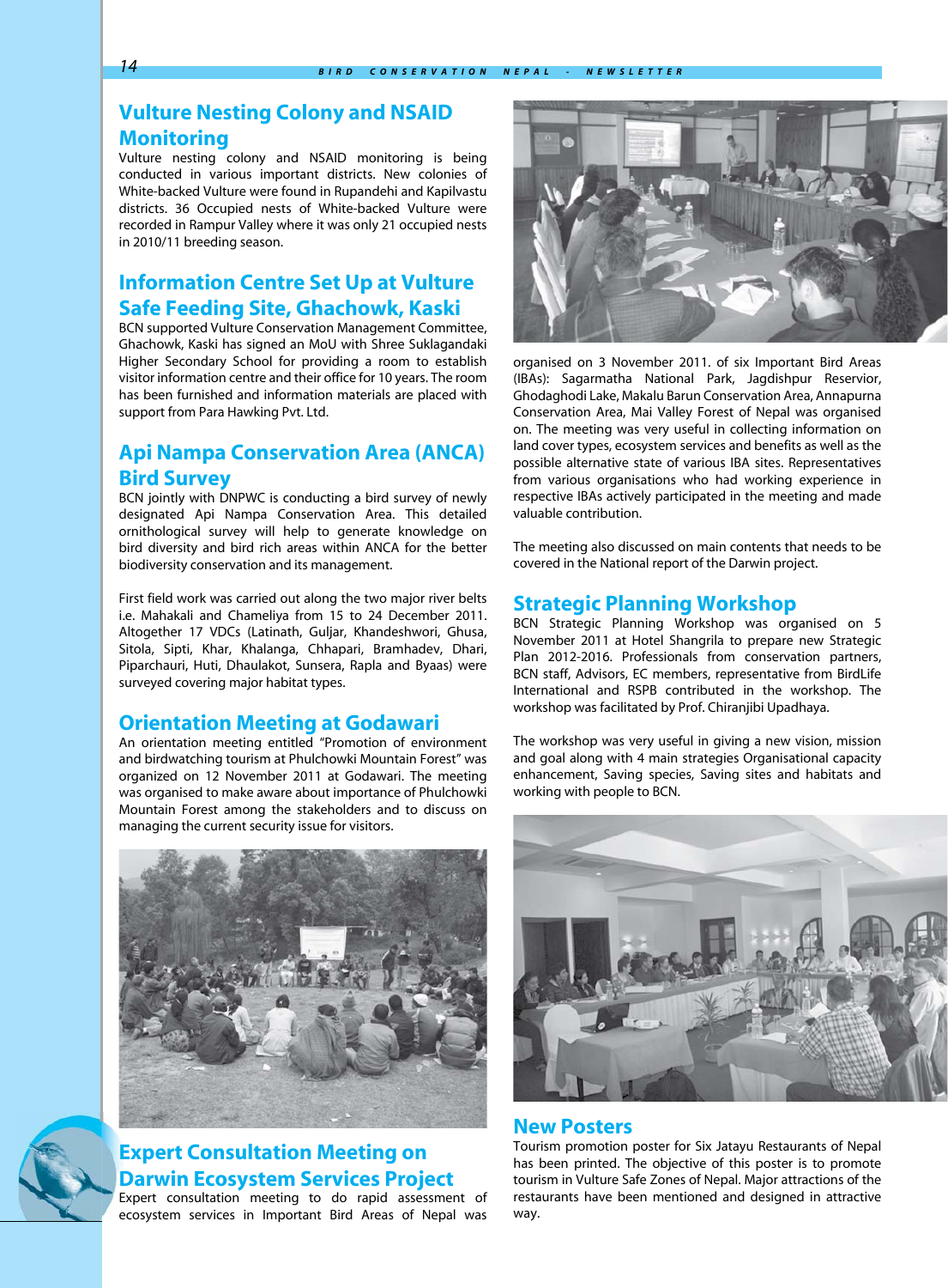## Vulture Nesting Colony and NSAID Monitoring

Vulture nesting colony and NSAID monitoring is being conducted in various important districts. New colonies of White-backed Vulture were found in Rupandehi and Kapilvastu districts. 36 Occupied nests of White-backed Vulture were recorded in Rampur Valley where it was only 21 occupied nests in 2010/11 breeding season.

## Information Centre Set Up at Vulture Safe Feeding Site, Ghachowk, Kaski

BCN supported Vulture Conservation Management Committee, Ghachowk, Kaski has signed an MoU with Shree Suklagandaki Higher Secondary School for providing a room to establish visitor information centre and their office for 10 years. The room has been furnished and information materials are placed with support from Para Hawking Pvt. Ltd.

## Api Nampa Conservation Area (ANCA) Bird Survey

BCN jointly with DNPWC is conducting a bird survey of newly designated Api Nampa Conservation Area. This detailed ornithological survey will help to generate knowledge on bird diversity and bird rich areas within ANCA for the better biodiversity conservation and its management.

First field work was carried out along the two major river belts i.e. Mahakali and Chameliya from 15 to 24 December 2011. Altogether 17 VDCs (Latinath, Guljar, Khandeshwori, Ghusa, Sitola, Sipti, Khar, Khalanga, Chhapari, Bramhadev, Dhari, Piparchauri, Huti, Dhaulakot, Sunsera, Rapla and Byaas) were surveyed covering major habitat types.

## Orientation Meeting at Godawari

An orientation meeting entitled "Promotion of environment and birdwatching tourism at Phulchowki Mountain Forest" was organized on 12 November 2011 at Godawari. The meeting was organised to make aware about importance of Phulchowki Mountain Forest among the stakeholders and to discuss on managing the current security issue for visitors.

## Expert Consultation Meeting on Darwin Ecosystem Services Project

Expert consultation meeting to do rapid assessment of ecosystem services in Important Bird Areas of Nepal was organised on 3 November 2011. of six Important Bird Areas (IBAs): Sagarmatha National Park, Jagdishpur Reservior, Ghodaghodi Lake, Makalu Barun Conservation Area, Annapurna Conservation Area, Mai Valley Forest of Nepal was organised on. The meeting was very useful in collecting information on land cover types, ecosystem services and benefits as well as the possible alternative state of various IBA sites. Representatives from various organisations who had working experience in respective IBAs actively participated in the meeting and made valuable contribution.

The meeting also discussed on main contents that needs to be covered in the National report of the Darwin project.

## Strategic Planning Workshop

BCN Strategic Planning Workshop was organised on 5 November 2011 at Hotel Shangrila to prepare new Strategic Plan 2012-2016. Professionals from conservation partners, BCN staff, Advisors, EC members, representative from BirdLife International and RSPB contributed in the workshop. The workshop was facilitated by Prof. Chiranjibi Upadhaya.

The workshop was very useful in giving a new vision, mission and goal along with 4 main strategies Organisational capacity enhancement, Saving species, Saving sites and habitats and working with people to BCN.

## New Posters

Tourism promotion poster for Six Jatayu Restaurants of Nepal has been printed. The objective of this poster is to promote tourism in Vulture Safe Zones of Nepal. Major attractions of the restaurants have been mentioned and designed in attractive way.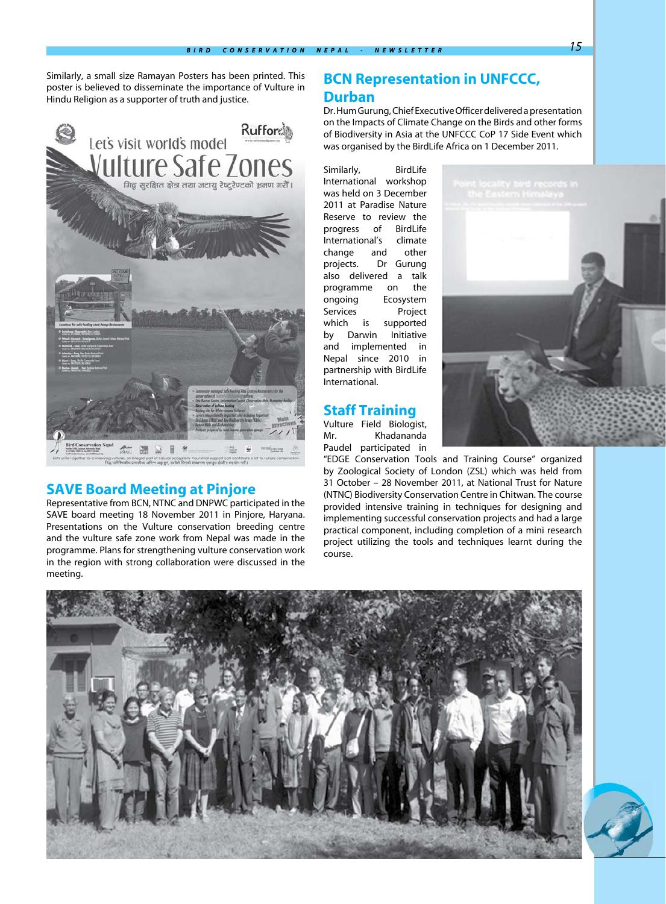Similarly, a small size Ramayan Posters has been printed. This poster is believed to disseminate the importance of Vulture in Hindu Religion as a supporter of truth and justice.

## SAVE Board Meeting at Pinjore

Representative from BCN, NTNC and DNPWC participated in the SAVE board meeting 18 November 2011 in Pinjore, Haryana. Presentations on the Vulture conservation breeding centre and the vulture safe zone work from Nepal was made in the programme. Plans for strengthening vulture conservation work in the region with strong collaboration were discussed in the meeting.

## BCN Representation in UNFCCC, Durban

Dr. Hum Gurung, Chief Executive Officer delivered a presentation on the Impacts of Climate Change on the Birds and other forms of Biodiversity in Asia at the UNFCCC CoP 17 Side Event which was organised by the BirdLife Africa on 1 December 2011.

Similarly, BirdLife International workshop was held on 3 December 2011 at Paradise Nature Reserve to review the progress of BirdLife International's climate change and other projects. Dr Gurung also delivered a talk programme on the ongoing Ecosystem Services Project which is supported by Darwin Initiative and implemented in Nepal since 2010 in partnership with BirdLife International.

## Staff Training

Vulture Field Biologist, Mr. Khadananda Paudel participated in "EDGE Conservation Tools and Training Course" organized by Zoological Society of London (ZSL) which was held from 31 October – 28 November 2011, at National Trust for Nature (NTNC) Biodiversity Conservation Centre in Chitwan. The course provided intensive training in techniques for designing and implementing successful conservation projects and had a large practical component, including completion of a mini research project utilizing the tools and techniques learnt during the course.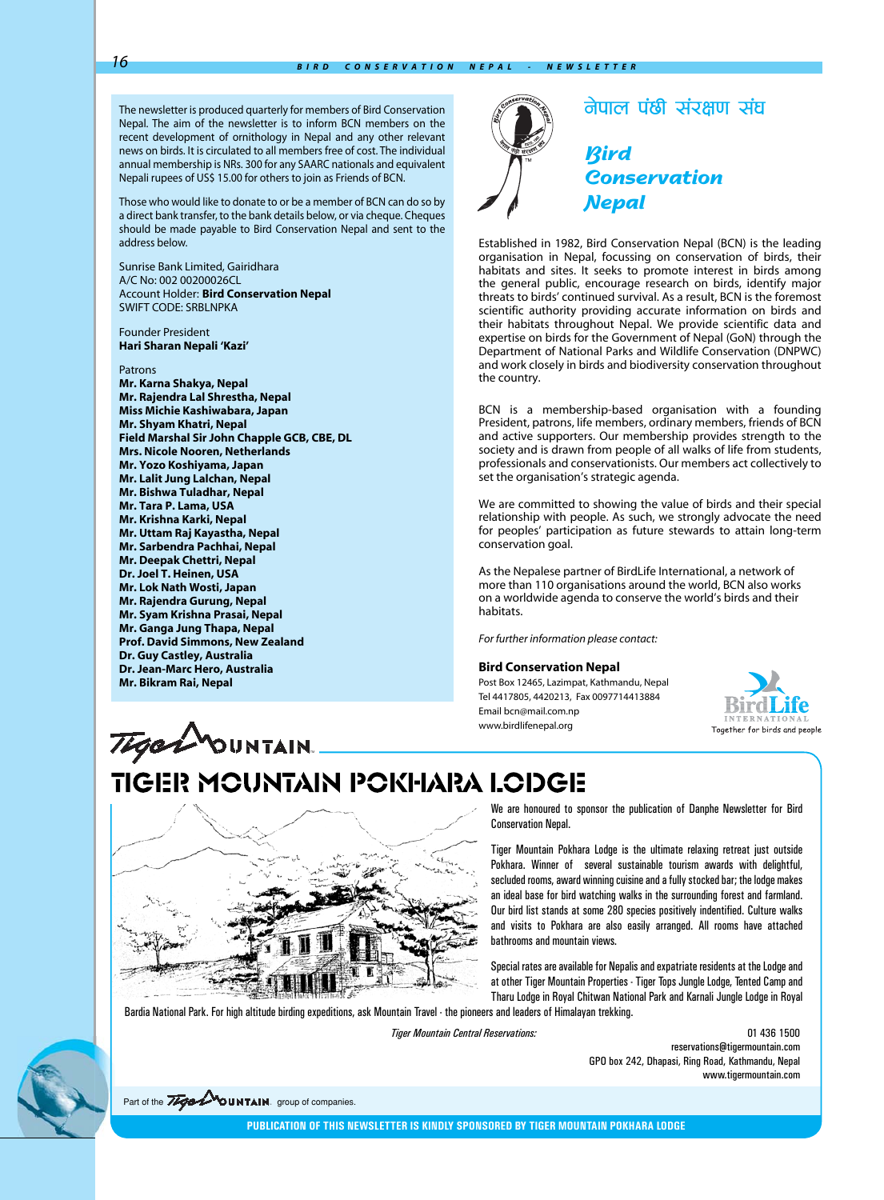The newsletter is produced quarterly for members of Bird Conservation Nepal. The aim of the newsletter is to inform BCN members on the recent development of ornithology in Nepal and any other relevant news on birds. It is circulated to all members free of cost. The individual annual membership is NRs. 300 for any SAARC nationals and equivalent Nepali rupees of US$ 15.00 for others to join as Friends of BCN.

Those who would like to donate to or be a member of BCN can do so by a direct bank transfer, to the bank details below, or via cheque. Cheques should be made payable to Bird Conservation Nepal and sent to the address below.

Sunrise Bank Limited, Gairidhara
A/C No: 002 00200026CL
Account Holder: **Bird Conservation Nepal**
SWIFT CODE: SRBLNPKA

Founder President
**Hari Sharan Nepali 'Kazi'**

Patrons
**Mr. Karna Shakya, Nepal**
**Mr. Rajendra Lal Shrestha, Nepal**
**Miss Michie Kashiwabara, Japan**
**Mr. Shyam Khatri, Nepal**
**Field Marshal Sir John Chapple GCB, CBE, DL**
**Mrs. Nicole Nooren, Netherlands**
**Mr. Yozo Koshiyama, Japan**
**Mr. Lalit Jung Lalchan, Nepal**
**Mr. Bishwa Tuladhar, Nepal**
**Mr. Tara P. Lama, USA**
**Mr. Krishna Karki, Nepal**
**Mr. Uttam Raj Kayastha, Nepal**
**Mr. Sarbendra Pachhai, Nepal**
**Mr. Deepak Chettri, Nepal**
**Dr. Joel T. Heinen, USA**
**Mr. Lok Nath Wosti, Japan**
**Mr. Rajendra Gurung, Nepal**
**Mr. Syam Krishna Prasai, Nepal**
**Mr. Ganga Jung Thapa, Nepal**
**Prof. David Simmons, New Zealand**
**Dr. Guy Castley, Australia**
**Dr. Jean-Marc Hero, Australia**
**Mr. Bikram Rai, Nepal**

# नेपाल पंछी संरक्षण संघ

## Bird Conservation Nepal

Established in 1982, Bird Conservation Nepal (BCN) is the leading organisation in Nepal, focussing on conservation of birds, their habitats and sites. It seeks to promote interest in birds among the general public, encourage research on birds, identify major threats to birds' continued survival. As a result, BCN is the foremost scientific authority providing accurate information on birds and their habitats throughout Nepal. We provide scientific data and expertise on birds for the Government of Nepal (GoN) through the Department of National Parks and Wildlife Conservation (DNPWC) and work closely in birds and biodiversity conservation throughout the country.

BCN is a membership-based organisation with a founding President, patrons, life members, ordinary members, friends of BCN and active supporters. Our membership provides strength to the society and is drawn from people of all walks of life from students, professionals and conservationists. Our members act collectively to set the organisation's strategic agenda.

We are committed to showing the value of birds and their special relationship with people. As such, we strongly advocate the need for peoples' participation as future stewards to attain long-term conservation goal.

As the Nepalese partner of BirdLife International, a network of more than 110 organisations around the world, BCN also works on a worldwide agenda to conserve the world's birds and their habitats.

*For further information please contact:*

**Bird Conservation Nepal**
Post Box 12465, Lazimpat, Kathmandu, Nepal
Tel 4417805, 4420213, Fax 0097714413884
Email bcn@mail.com.np
www.birdlifenepal.org

BirdLife International — Together for birds and people

Tiger Mountain

# TIGER MOUNTAIN POKHARA LODGE

We are honoured to sponsor the publication of Danphe Newsletter for Bird Conservation Nepal.

Tiger Mountain Pokhara Lodge is the ultimate relaxing retreat just outside Pokhara. Winner of several sustainable tourism awards with delightful, secluded rooms, award winning cuisine and a fully stocked bar; the lodge makes an ideal base for bird watching walks in the surrounding forest and farmland. Our bird list stands at some 280 species positively indentified. Culture walks and visits to Pokhara are also easily arranged. All rooms have attached bathrooms and mountain views.

Special rates are available for Nepalis and expatriate residents at the Lodge and at other Tiger Mountain Properties - Tiger Tops Jungle Lodge, Tented Camp and Tharu Lodge in Royal Chitwan National Park and Karnali Jungle Lodge in Royal Bardia National Park. For high altitude birding expeditions, ask Mountain Travel - the pioneers and leaders of Himalayan trekking.

*Tiger Mountain Central Reservations:*
01 436 1500
reservations@tigermountain.com
GPO box 242, Dhapasi, Ring Road, Kathmandu, Nepal
www.tigermountain.com

Part of the Tiger Mountain group of companies.

**PUBLICATION OF THIS NEWSLETTER IS KINDLY SPONSORED BY TIGER MOUNTAIN POKHARA LODGE**